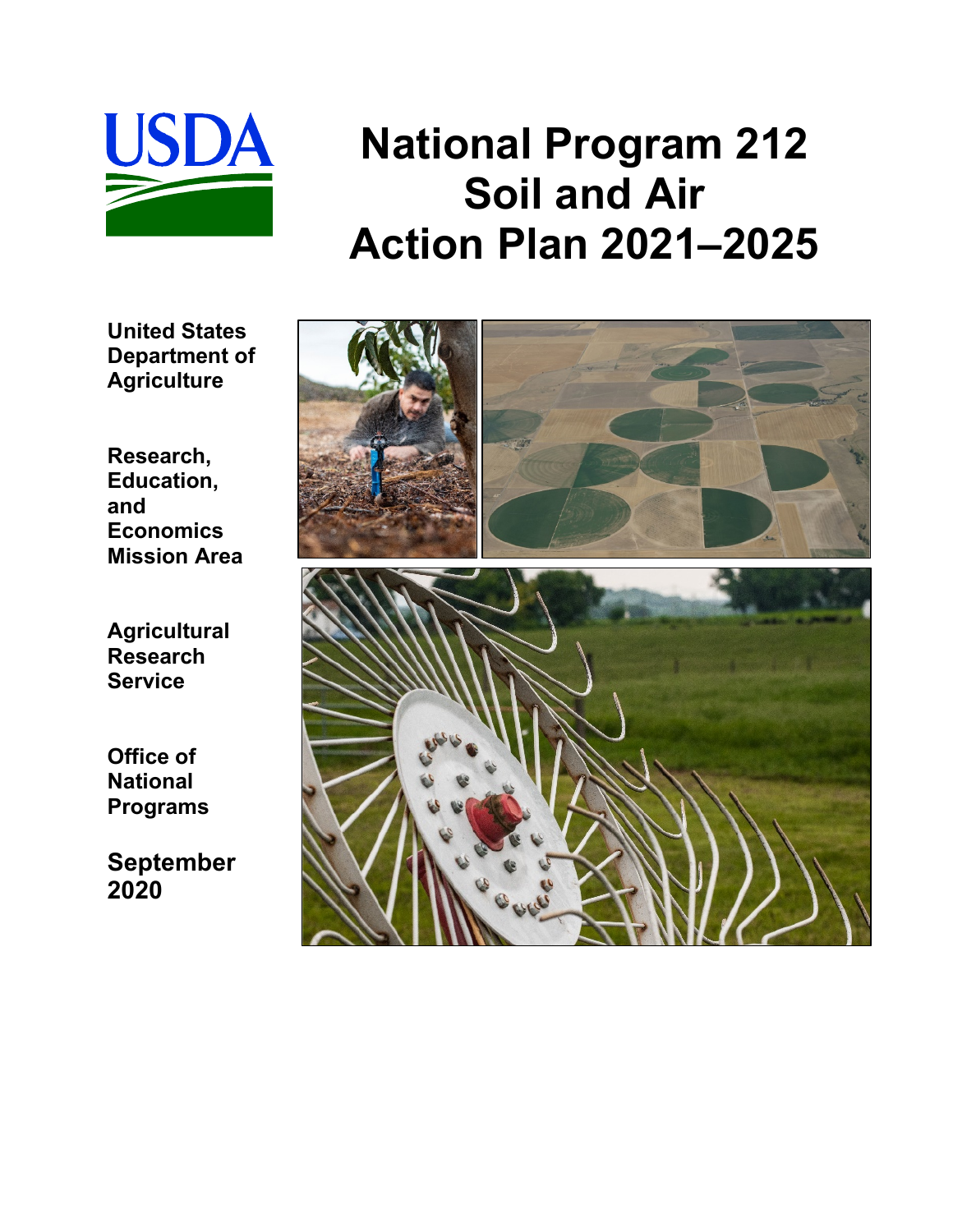# National Program 212 Soil and Air Action Plan 2021–2025

**United States Department of Agriculture**

**Research, Education, and Economics Mission Area**

**Agricultural Research Service**

**Office of National Programs**

**September 2020**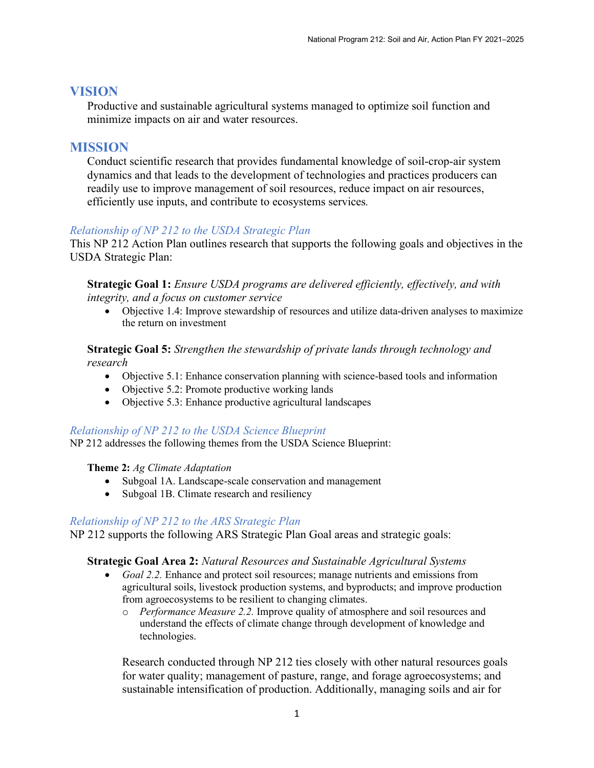## VISION

Productive and sustainable agricultural systems managed to optimize soil function and minimize impacts on air and water resources.

## MISSION

Conduct scientific research that provides fundamental knowledge of soil-crop-air system dynamics and that leads to the development of technologies and practices producers can readily use to improve management of soil resources, reduce impact on air resources, efficiently use inputs, and contribute to ecosystems services.

### *Relationship of NP 212 to the USDA Strategic Plan*

This NP 212 Action Plan outlines research that supports the following goals and objectives in the USDA Strategic Plan:

**Strategic Goal 1:** *Ensure USDA programs are delivered efficiently, effectively, and with integrity, and a focus on customer service*

- Objective 1.4: Improve stewardship of resources and utilize data-driven analyses to maximize the return on investment

**Strategic Goal 5:** *Strengthen the stewardship of private lands through technology and research*

- Objective 5.1: Enhance conservation planning with science-based tools and information
- Objective 5.2: Promote productive working lands
- Objective 5.3: Enhance productive agricultural landscapes

### *Relationship of NP 212 to the USDA Science Blueprint*

NP 212 addresses the following themes from the USDA Science Blueprint:

**Theme 2:** *Ag Climate Adaptation*

- Subgoal 1A. Landscape-scale conservation and management
- Subgoal 1B. Climate research and resiliency

### *Relationship of NP 212 to the ARS Strategic Plan*

NP 212 supports the following ARS Strategic Plan Goal areas and strategic goals:

**Strategic Goal Area 2:** *Natural Resources and Sustainable Agricultural Systems*

- *Goal 2.2.* Enhance and protect soil resources; manage nutrients and emissions from agricultural soils, livestock production systems, and byproducts; and improve production from agroecosystems to be resilient to changing climates.
  - *Performance Measure 2.2.* Improve quality of atmosphere and soil resources and understand the effects of climate change through development of knowledge and technologies.

Research conducted through NP 212 ties closely with other natural resources goals for water quality; management of pasture, range, and forage agroecosystems; and sustainable intensification of production. Additionally, managing soils and air for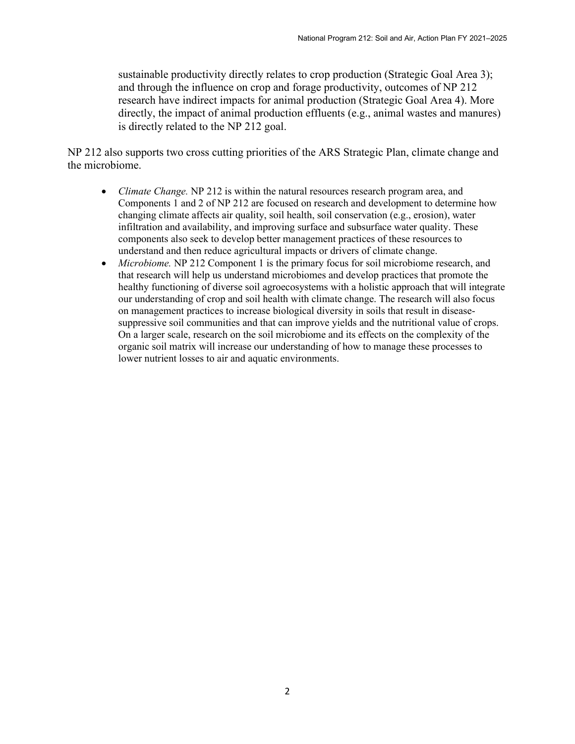sustainable productivity directly relates to crop production (Strategic Goal Area 3); and through the influence on crop and forage productivity, outcomes of NP 212 research have indirect impacts for animal production (Strategic Goal Area 4). More directly, the impact of animal production effluents (e.g., animal wastes and manures) is directly related to the NP 212 goal.

NP 212 also supports two cross cutting priorities of the ARS Strategic Plan, climate change and the microbiome.

- *Climate Change.* NP 212 is within the natural resources research program area, and Components 1 and 2 of NP 212 are focused on research and development to determine how changing climate affects air quality, soil health, soil conservation (e.g., erosion), water infiltration and availability, and improving surface and subsurface water quality. These components also seek to develop better management practices of these resources to understand and then reduce agricultural impacts or drivers of climate change.
- *Microbiome.* NP 212 Component 1 is the primary focus for soil microbiome research, and that research will help us understand microbiomes and develop practices that promote the healthy functioning of diverse soil agroecosystems with a holistic approach that will integrate our understanding of crop and soil health with climate change. The research will also focus on management practices to increase biological diversity in soils that result in disease-suppressive soil communities and that can improve yields and the nutritional value of crops. On a larger scale, research on the soil microbiome and its effects on the complexity of the organic soil matrix will increase our understanding of how to manage these processes to lower nutrient losses to air and aquatic environments.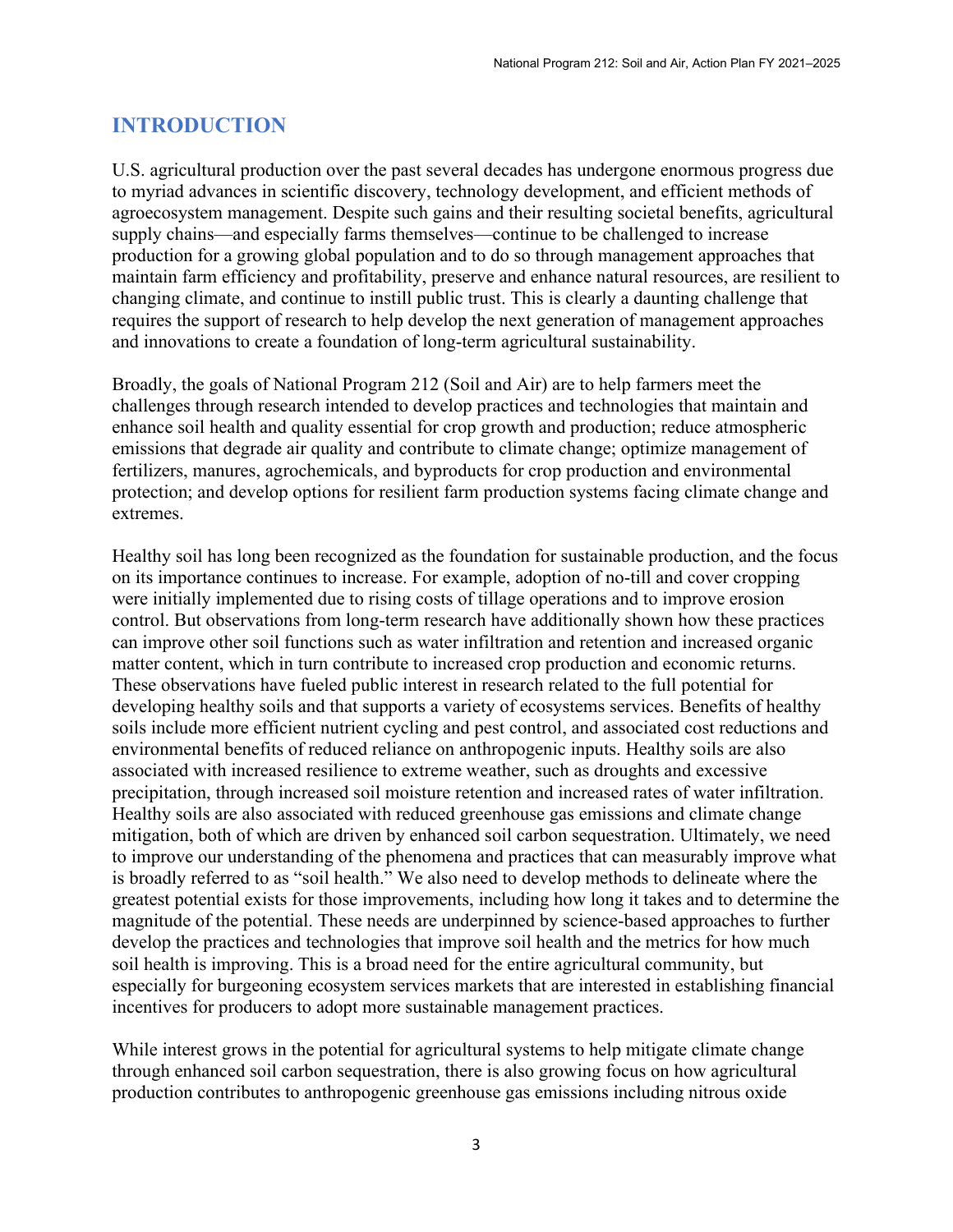# INTRODUCTION

U.S. agricultural production over the past several decades has undergone enormous progress due to myriad advances in scientific discovery, technology development, and efficient methods of agroecosystem management. Despite such gains and their resulting societal benefits, agricultural supply chains—and especially farms themselves—continue to be challenged to increase production for a growing global population and to do so through management approaches that maintain farm efficiency and profitability, preserve and enhance natural resources, are resilient to changing climate, and continue to instill public trust. This is clearly a daunting challenge that requires the support of research to help develop the next generation of management approaches and innovations to create a foundation of long-term agricultural sustainability.

Broadly, the goals of National Program 212 (Soil and Air) are to help farmers meet the challenges through research intended to develop practices and technologies that maintain and enhance soil health and quality essential for crop growth and production; reduce atmospheric emissions that degrade air quality and contribute to climate change; optimize management of fertilizers, manures, agrochemicals, and byproducts for crop production and environmental protection; and develop options for resilient farm production systems facing climate change and extremes.

Healthy soil has long been recognized as the foundation for sustainable production, and the focus on its importance continues to increase. For example, adoption of no-till and cover cropping were initially implemented due to rising costs of tillage operations and to improve erosion control. But observations from long-term research have additionally shown how these practices can improve other soil functions such as water infiltration and retention and increased organic matter content, which in turn contribute to increased crop production and economic returns. These observations have fueled public interest in research related to the full potential for developing healthy soils and that supports a variety of ecosystems services. Benefits of healthy soils include more efficient nutrient cycling and pest control, and associated cost reductions and environmental benefits of reduced reliance on anthropogenic inputs. Healthy soils are also associated with increased resilience to extreme weather, such as droughts and excessive precipitation, through increased soil moisture retention and increased rates of water infiltration. Healthy soils are also associated with reduced greenhouse gas emissions and climate change mitigation, both of which are driven by enhanced soil carbon sequestration. Ultimately, we need to improve our understanding of the phenomena and practices that can measurably improve what is broadly referred to as "soil health." We also need to develop methods to delineate where the greatest potential exists for those improvements, including how long it takes and to determine the magnitude of the potential. These needs are underpinned by science-based approaches to further develop the practices and technologies that improve soil health and the metrics for how much soil health is improving. This is a broad need for the entire agricultural community, but especially for burgeoning ecosystem services markets that are interested in establishing financial incentives for producers to adopt more sustainable management practices.

While interest grows in the potential for agricultural systems to help mitigate climate change through enhanced soil carbon sequestration, there is also growing focus on how agricultural production contributes to anthropogenic greenhouse gas emissions including nitrous oxide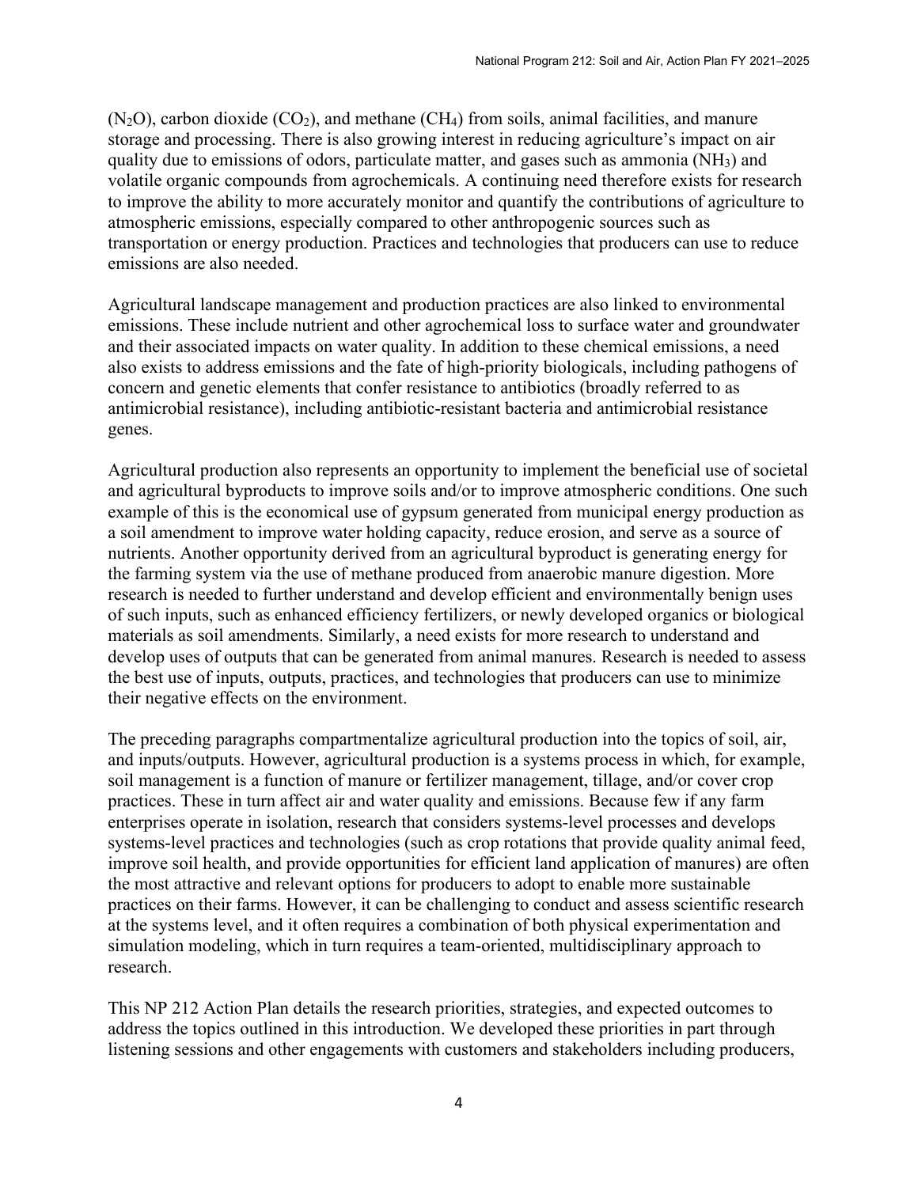($N_2O$), carbon dioxide ($CO_2$), and methane ($CH_4$) from soils, animal facilities, and manure storage and processing. There is also growing interest in reducing agriculture's impact on air quality due to emissions of odors, particulate matter, and gases such as ammonia ($NH_3$) and volatile organic compounds from agrochemicals. A continuing need therefore exists for research to improve the ability to more accurately monitor and quantify the contributions of agriculture to atmospheric emissions, especially compared to other anthropogenic sources such as transportation or energy production. Practices and technologies that producers can use to reduce emissions are also needed.

Agricultural landscape management and production practices are also linked to environmental emissions. These include nutrient and other agrochemical loss to surface water and groundwater and their associated impacts on water quality. In addition to these chemical emissions, a need also exists to address emissions and the fate of high-priority biologicals, including pathogens of concern and genetic elements that confer resistance to antibiotics (broadly referred to as antimicrobial resistance), including antibiotic-resistant bacteria and antimicrobial resistance genes.

Agricultural production also represents an opportunity to implement the beneficial use of societal and agricultural byproducts to improve soils and/or to improve atmospheric conditions. One such example of this is the economical use of gypsum generated from municipal energy production as a soil amendment to improve water holding capacity, reduce erosion, and serve as a source of nutrients. Another opportunity derived from an agricultural byproduct is generating energy for the farming system via the use of methane produced from anaerobic manure digestion. More research is needed to further understand and develop efficient and environmentally benign uses of such inputs, such as enhanced efficiency fertilizers, or newly developed organics or biological materials as soil amendments. Similarly, a need exists for more research to understand and develop uses of outputs that can be generated from animal manures. Research is needed to assess the best use of inputs, outputs, practices, and technologies that producers can use to minimize their negative effects on the environment.

The preceding paragraphs compartmentalize agricultural production into the topics of soil, air, and inputs/outputs. However, agricultural production is a systems process in which, for example, soil management is a function of manure or fertilizer management, tillage, and/or cover crop practices. These in turn affect air and water quality and emissions. Because few if any farm enterprises operate in isolation, research that considers systems-level processes and develops systems-level practices and technologies (such as crop rotations that provide quality animal feed, improve soil health, and provide opportunities for efficient land application of manures) are often the most attractive and relevant options for producers to adopt to enable more sustainable practices on their farms. However, it can be challenging to conduct and assess scientific research at the systems level, and it often requires a combination of both physical experimentation and simulation modeling, which in turn requires a team-oriented, multidisciplinary approach to research.

This NP 212 Action Plan details the research priorities, strategies, and expected outcomes to address the topics outlined in this introduction. We developed these priorities in part through listening sessions and other engagements with customers and stakeholders including producers,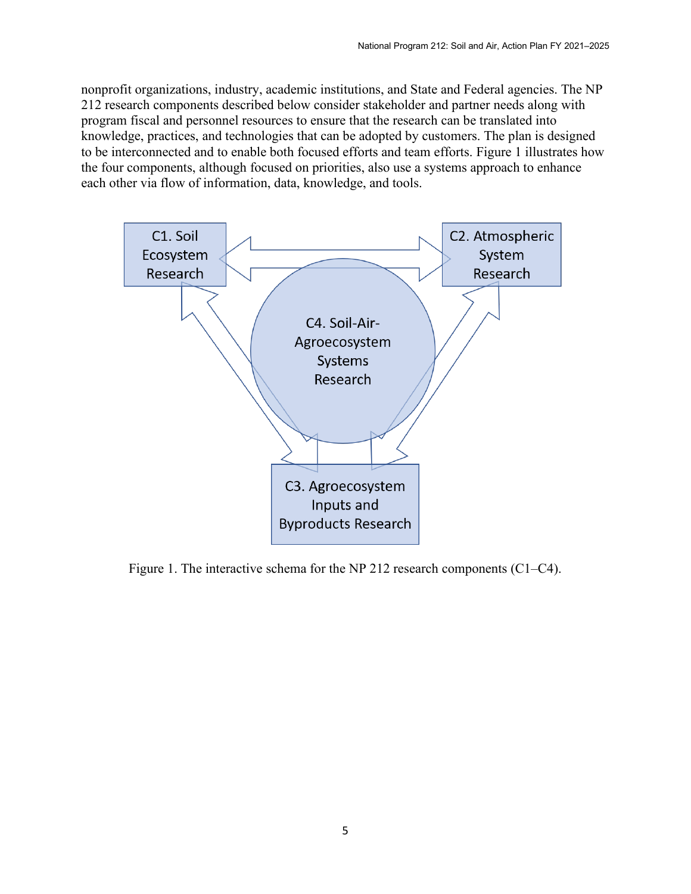nonprofit organizations, industry, academic institutions, and State and Federal agencies. The NP 212 research components described below consider stakeholder and partner needs along with program fiscal and personnel resources to ensure that the research can be translated into knowledge, practices, and technologies that can be adopted by customers. The plan is designed to be interconnected and to enable both focused efforts and team efforts. Figure 1 illustrates how the four components, although focused on priorities, also use a systems approach to enhance each other via flow of information, data, knowledge, and tools.

C1. Soil Ecosystem Research

C2. Atmospheric System Research

C4. Soil-Air-Agroecosystem Systems Research

C3. Agroecosystem Inputs and Byproducts Research

Figure 1. The interactive schema for the NP 212 research components (C1–C4).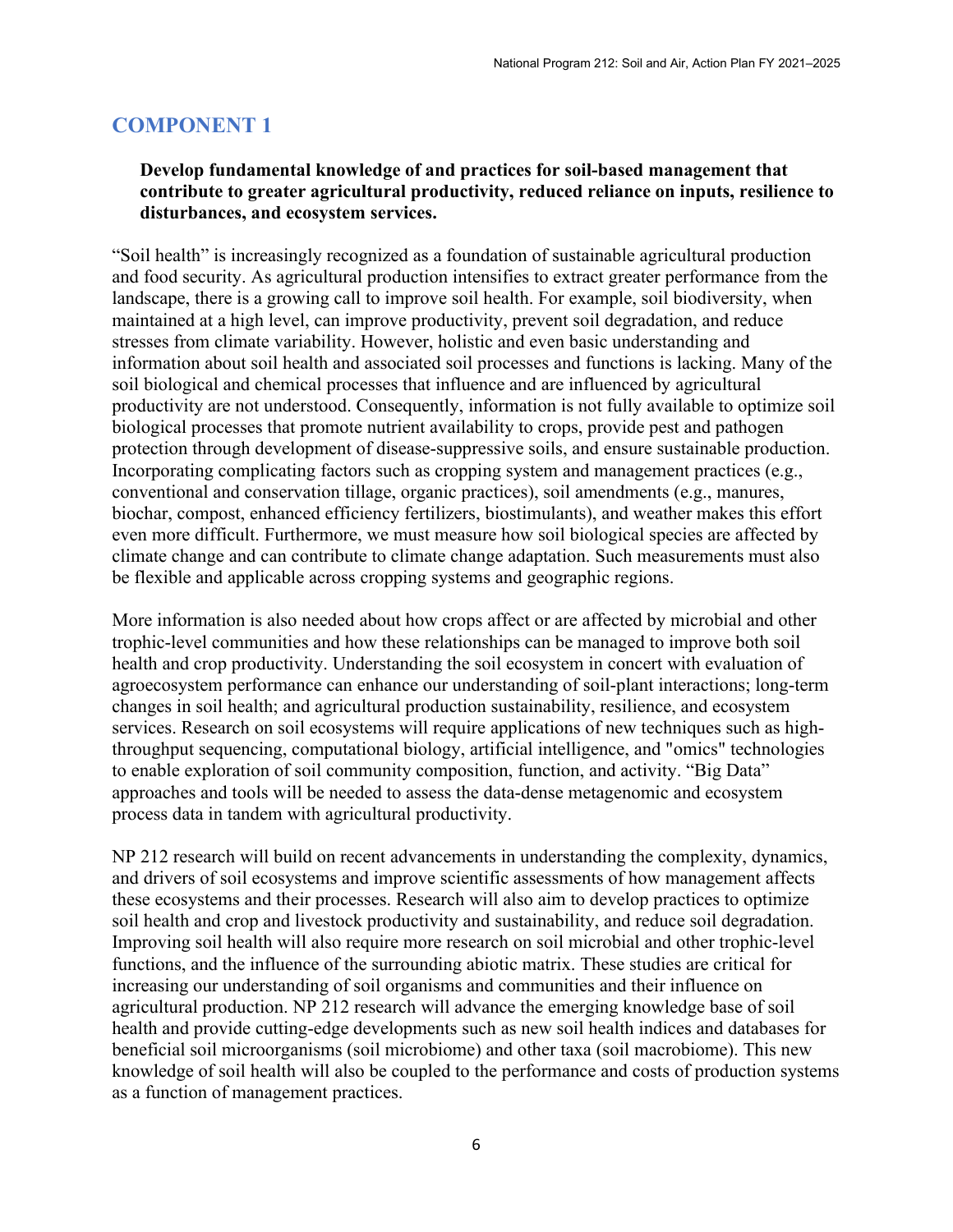## COMPONENT 1

**Develop fundamental knowledge of and practices for soil-based management that contribute to greater agricultural productivity, reduced reliance on inputs, resilience to disturbances, and ecosystem services.**

"Soil health" is increasingly recognized as a foundation of sustainable agricultural production and food security. As agricultural production intensifies to extract greater performance from the landscape, there is a growing call to improve soil health. For example, soil biodiversity, when maintained at a high level, can improve productivity, prevent soil degradation, and reduce stresses from climate variability. However, holistic and even basic understanding and information about soil health and associated soil processes and functions is lacking. Many of the soil biological and chemical processes that influence and are influenced by agricultural productivity are not understood. Consequently, information is not fully available to optimize soil biological processes that promote nutrient availability to crops, provide pest and pathogen protection through development of disease-suppressive soils, and ensure sustainable production. Incorporating complicating factors such as cropping system and management practices (e.g., conventional and conservation tillage, organic practices), soil amendments (e.g., manures, biochar, compost, enhanced efficiency fertilizers, biostimulants), and weather makes this effort even more difficult. Furthermore, we must measure how soil biological species are affected by climate change and can contribute to climate change adaptation. Such measurements must also be flexible and applicable across cropping systems and geographic regions.

More information is also needed about how crops affect or are affected by microbial and other trophic-level communities and how these relationships can be managed to improve both soil health and crop productivity. Understanding the soil ecosystem in concert with evaluation of agroecosystem performance can enhance our understanding of soil-plant interactions; long-term changes in soil health; and agricultural production sustainability, resilience, and ecosystem services. Research on soil ecosystems will require applications of new techniques such as high-throughput sequencing, computational biology, artificial intelligence, and "omics" technologies to enable exploration of soil community composition, function, and activity. "Big Data" approaches and tools will be needed to assess the data-dense metagenomic and ecosystem process data in tandem with agricultural productivity.

NP 212 research will build on recent advancements in understanding the complexity, dynamics, and drivers of soil ecosystems and improve scientific assessments of how management affects these ecosystems and their processes. Research will also aim to develop practices to optimize soil health and crop and livestock productivity and sustainability, and reduce soil degradation. Improving soil health will also require more research on soil microbial and other trophic-level functions, and the influence of the surrounding abiotic matrix. These studies are critical for increasing our understanding of soil organisms and communities and their influence on agricultural production. NP 212 research will advance the emerging knowledge base of soil health and provide cutting-edge developments such as new soil health indices and databases for beneficial soil microorganisms (soil microbiome) and other taxa (soil macrobiome). This new knowledge of soil health will also be coupled to the performance and costs of production systems as a function of management practices.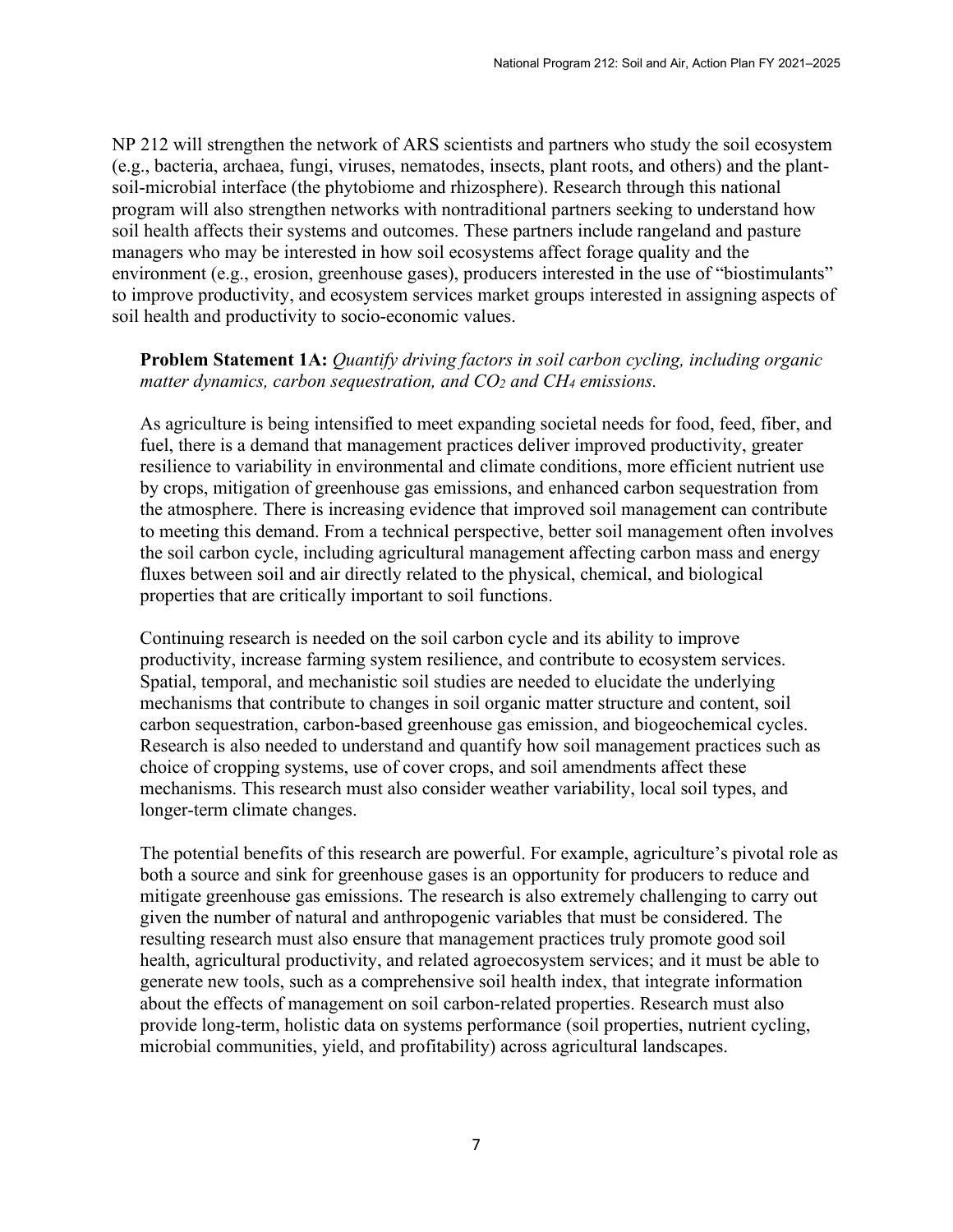NP 212 will strengthen the network of ARS scientists and partners who study the soil ecosystem (e.g., bacteria, archaea, fungi, viruses, nematodes, insects, plant roots, and others) and the plant-soil-microbial interface (the phytobiome and rhizosphere). Research through this national program will also strengthen networks with nontraditional partners seeking to understand how soil health affects their systems and outcomes. These partners include rangeland and pasture managers who may be interested in how soil ecosystems affect forage quality and the environment (e.g., erosion, greenhouse gases), producers interested in the use of "biostimulants" to improve productivity, and ecosystem services market groups interested in assigning aspects of soil health and productivity to socio-economic values.

**Problem Statement 1A:** *Quantify driving factors in soil carbon cycling, including organic matter dynamics, carbon sequestration, and $CO_2$ and $CH_4$ emissions.*

As agriculture is being intensified to meet expanding societal needs for food, feed, fiber, and fuel, there is a demand that management practices deliver improved productivity, greater resilience to variability in environmental and climate conditions, more efficient nutrient use by crops, mitigation of greenhouse gas emissions, and enhanced carbon sequestration from the atmosphere. There is increasing evidence that improved soil management can contribute to meeting this demand. From a technical perspective, better soil management often involves the soil carbon cycle, including agricultural management affecting carbon mass and energy fluxes between soil and air directly related to the physical, chemical, and biological properties that are critically important to soil functions.

Continuing research is needed on the soil carbon cycle and its ability to improve productivity, increase farming system resilience, and contribute to ecosystem services. Spatial, temporal, and mechanistic soil studies are needed to elucidate the underlying mechanisms that contribute to changes in soil organic matter structure and content, soil carbon sequestration, carbon-based greenhouse gas emission, and biogeochemical cycles. Research is also needed to understand and quantify how soil management practices such as choice of cropping systems, use of cover crops, and soil amendments affect these mechanisms. This research must also consider weather variability, local soil types, and longer-term climate changes.

The potential benefits of this research are powerful. For example, agriculture's pivotal role as both a source and sink for greenhouse gases is an opportunity for producers to reduce and mitigate greenhouse gas emissions. The research is also extremely challenging to carry out given the number of natural and anthropogenic variables that must be considered. The resulting research must also ensure that management practices truly promote good soil health, agricultural productivity, and related agroecosystem services; and it must be able to generate new tools, such as a comprehensive soil health index, that integrate information about the effects of management on soil carbon-related properties. Research must also provide long-term, holistic data on systems performance (soil properties, nutrient cycling, microbial communities, yield, and profitability) across agricultural landscapes.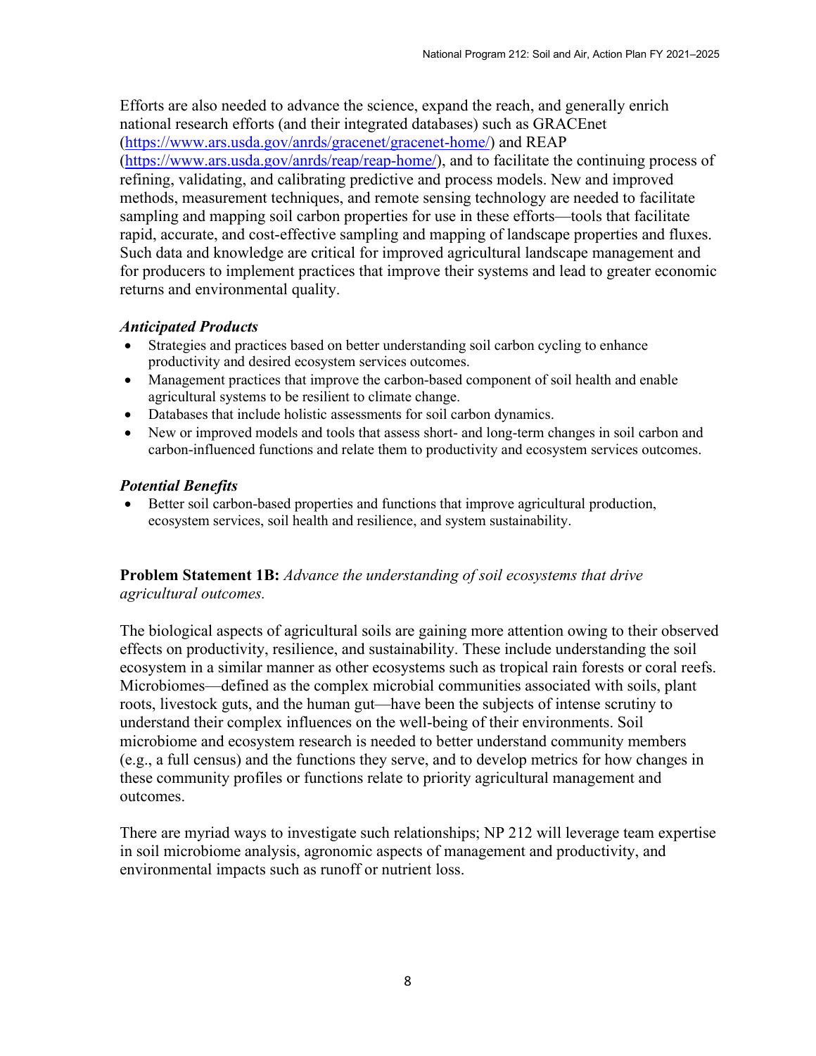Efforts are also needed to advance the science, expand the reach, and generally enrich national research efforts (and their integrated databases) such as GRACEnet (https://www.ars.usda.gov/anrds/gracenet/gracenet-home/) and REAP (https://www.ars.usda.gov/anrds/reap/reap-home/), and to facilitate the continuing process of refining, validating, and calibrating predictive and process models. New and improved methods, measurement techniques, and remote sensing technology are needed to facilitate sampling and mapping soil carbon properties for use in these efforts—tools that facilitate rapid, accurate, and cost-effective sampling and mapping of landscape properties and fluxes. Such data and knowledge are critical for improved agricultural landscape management and for producers to implement practices that improve their systems and lead to greater economic returns and environmental quality.

### *Anticipated Products*

- Strategies and practices based on better understanding soil carbon cycling to enhance productivity and desired ecosystem services outcomes.
- Management practices that improve the carbon-based component of soil health and enable agricultural systems to be resilient to climate change.
- Databases that include holistic assessments for soil carbon dynamics.
- New or improved models and tools that assess short- and long-term changes in soil carbon and carbon-influenced functions and relate them to productivity and ecosystem services outcomes.

### *Potential Benefits*

- Better soil carbon-based properties and functions that improve agricultural production, ecosystem services, soil health and resilience, and system sustainability.

**Problem Statement 1B:** *Advance the understanding of soil ecosystems that drive agricultural outcomes.*

The biological aspects of agricultural soils are gaining more attention owing to their observed effects on productivity, resilience, and sustainability. These include understanding the soil ecosystem in a similar manner as other ecosystems such as tropical rain forests or coral reefs. Microbiomes—defined as the complex microbial communities associated with soils, plant roots, livestock guts, and the human gut—have been the subjects of intense scrutiny to understand their complex influences on the well-being of their environments. Soil microbiome and ecosystem research is needed to better understand community members (e.g., a full census) and the functions they serve, and to develop metrics for how changes in these community profiles or functions relate to priority agricultural management and outcomes.

There are myriad ways to investigate such relationships; NP 212 will leverage team expertise in soil microbiome analysis, agronomic aspects of management and productivity, and environmental impacts such as runoff or nutrient loss.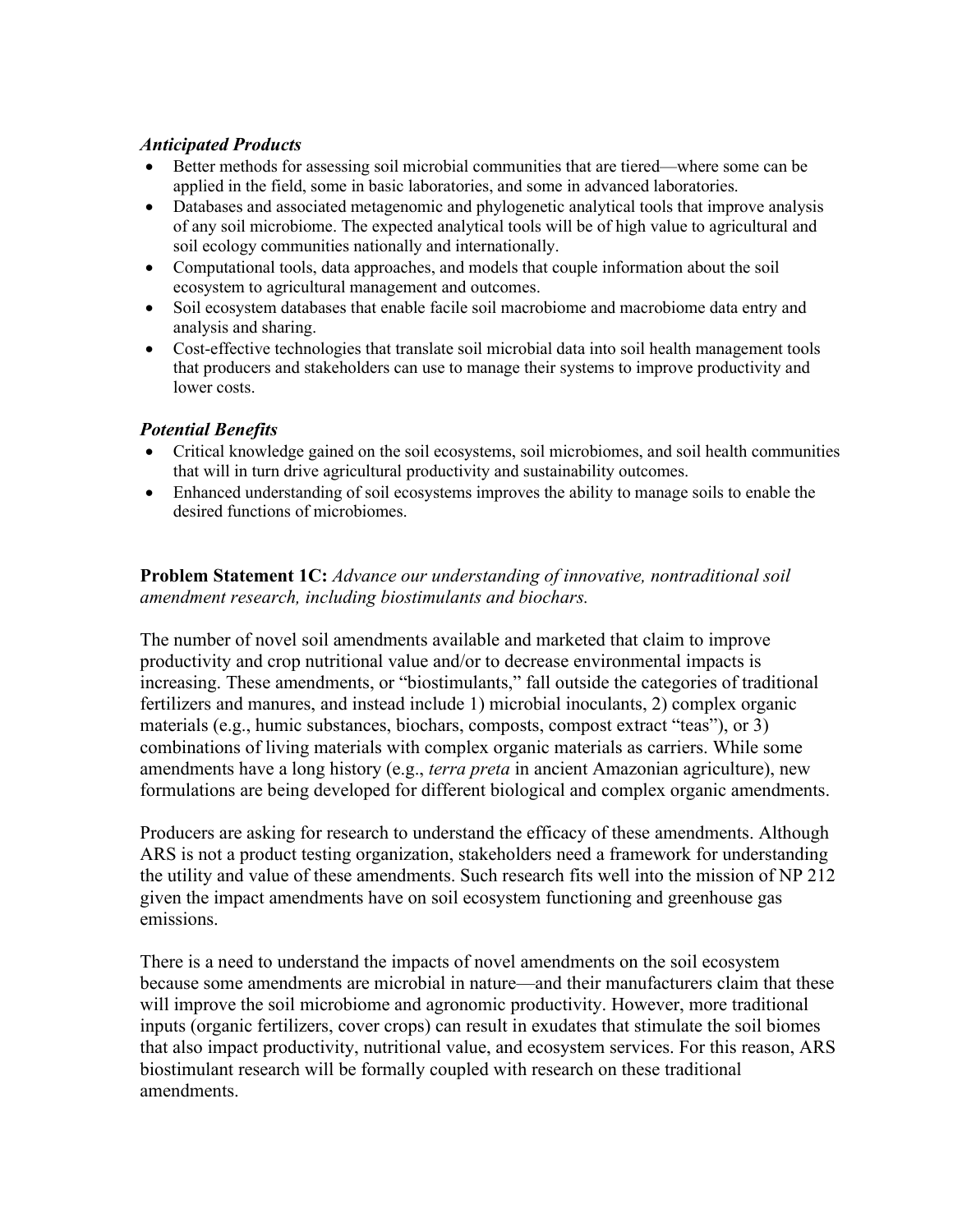***Anticipated Products***

- Better methods for assessing soil microbial communities that are tiered—where some can be applied in the field, some in basic laboratories, and some in advanced laboratories.
- Databases and associated metagenomic and phylogenetic analytical tools that improve analysis of any soil microbiome. The expected analytical tools will be of high value to agricultural and soil ecology communities nationally and internationally.
- Computational tools, data approaches, and models that couple information about the soil ecosystem to agricultural management and outcomes.
- Soil ecosystem databases that enable facile soil macrobiome and macrobiome data entry and analysis and sharing.
- Cost-effective technologies that translate soil microbial data into soil health management tools that producers and stakeholders can use to manage their systems to improve productivity and lower costs.

***Potential Benefits***

- Critical knowledge gained on the soil ecosystems, soil microbiomes, and soil health communities that will in turn drive agricultural productivity and sustainability outcomes.
- Enhanced understanding of soil ecosystems improves the ability to manage soils to enable the desired functions of microbiomes.

**Problem Statement 1C:** *Advance our understanding of innovative, nontraditional soil amendment research, including biostimulants and biochars.*

The number of novel soil amendments available and marketed that claim to improve productivity and crop nutritional value and/or to decrease environmental impacts is increasing. These amendments, or "biostimulants," fall outside the categories of traditional fertilizers and manures, and instead include 1) microbial inoculants, 2) complex organic materials (e.g., humic substances, biochars, composts, compost extract "teas"), or 3) combinations of living materials with complex organic materials as carriers. While some amendments have a long history (e.g., *terra preta* in ancient Amazonian agriculture), new formulations are being developed for different biological and complex organic amendments.

Producers are asking for research to understand the efficacy of these amendments. Although ARS is not a product testing organization, stakeholders need a framework for understanding the utility and value of these amendments. Such research fits well into the mission of NP 212 given the impact amendments have on soil ecosystem functioning and greenhouse gas emissions.

There is a need to understand the impacts of novel amendments on the soil ecosystem because some amendments are microbial in nature—and their manufacturers claim that these will improve the soil microbiome and agronomic productivity. However, more traditional inputs (organic fertilizers, cover crops) can result in exudates that stimulate the soil biomes that also impact productivity, nutritional value, and ecosystem services. For this reason, ARS biostimulant research will be formally coupled with research on these traditional amendments.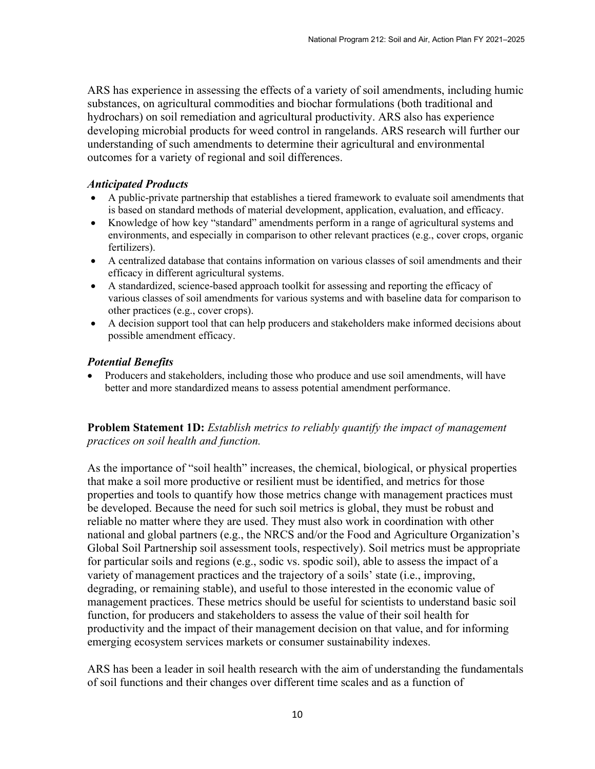ARS has experience in assessing the effects of a variety of soil amendments, including humic substances, on agricultural commodities and biochar formulations (both traditional and hydrochars) on soil remediation and agricultural productivity. ARS also has experience developing microbial products for weed control in rangelands. ARS research will further our understanding of such amendments to determine their agricultural and environmental outcomes for a variety of regional and soil differences.

### *Anticipated Products*

- A public-private partnership that establishes a tiered framework to evaluate soil amendments that is based on standard methods of material development, application, evaluation, and efficacy.
- Knowledge of how key "standard" amendments perform in a range of agricultural systems and environments, and especially in comparison to other relevant practices (e.g., cover crops, organic fertilizers).
- A centralized database that contains information on various classes of soil amendments and their efficacy in different agricultural systems.
- A standardized, science-based approach toolkit for assessing and reporting the efficacy of various classes of soil amendments for various systems and with baseline data for comparison to other practices (e.g., cover crops).
- A decision support tool that can help producers and stakeholders make informed decisions about possible amendment efficacy.

### *Potential Benefits*

- Producers and stakeholders, including those who produce and use soil amendments, will have better and more standardized means to assess potential amendment performance.

**Problem Statement 1D:** *Establish metrics to reliably quantify the impact of management practices on soil health and function.*

As the importance of "soil health" increases, the chemical, biological, or physical properties that make a soil more productive or resilient must be identified, and metrics for those properties and tools to quantify how those metrics change with management practices must be developed. Because the need for such soil metrics is global, they must be robust and reliable no matter where they are used. They must also work in coordination with other national and global partners (e.g., the NRCS and/or the Food and Agriculture Organization's Global Soil Partnership soil assessment tools, respectively). Soil metrics must be appropriate for particular soils and regions (e.g., sodic vs. spodic soil), able to assess the impact of a variety of management practices and the trajectory of a soils' state (i.e., improving, degrading, or remaining stable), and useful to those interested in the economic value of management practices. These metrics should be useful for scientists to understand basic soil function, for producers and stakeholders to assess the value of their soil health for productivity and the impact of their management decision on that value, and for informing emerging ecosystem services markets or consumer sustainability indexes.

ARS has been a leader in soil health research with the aim of understanding the fundamentals of soil functions and their changes over different time scales and as a function of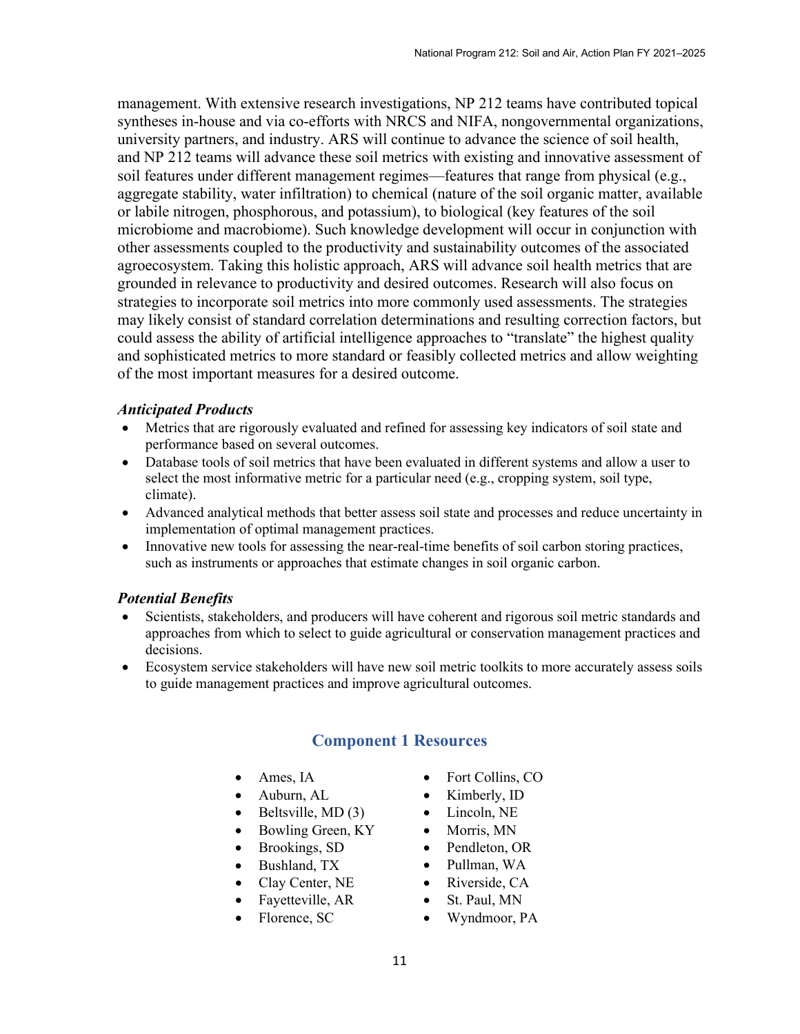management. With extensive research investigations, NP 212 teams have contributed topical syntheses in-house and via co-efforts with NRCS and NIFA, nongovernmental organizations, university partners, and industry. ARS will continue to advance the science of soil health, and NP 212 teams will advance these soil metrics with existing and innovative assessment of soil features under different management regimes—features that range from physical (e.g., aggregate stability, water infiltration) to chemical (nature of the soil organic matter, available or labile nitrogen, phosphorous, and potassium), to biological (key features of the soil microbiome and macrobiome). Such knowledge development will occur in conjunction with other assessments coupled to the productivity and sustainability outcomes of the associated agroecosystem. Taking this holistic approach, ARS will advance soil health metrics that are grounded in relevance to productivity and desired outcomes. Research will also focus on strategies to incorporate soil metrics into more commonly used assessments. The strategies may likely consist of standard correlation determinations and resulting correction factors, but could assess the ability of artificial intelligence approaches to "translate" the highest quality and sophisticated metrics to more standard or feasibly collected metrics and allow weighting of the most important measures for a desired outcome.

***Anticipated Products***

- Metrics that are rigorously evaluated and refined for assessing key indicators of soil state and performance based on several outcomes.
- Database tools of soil metrics that have been evaluated in different systems and allow a user to select the most informative metric for a particular need (e.g., cropping system, soil type, climate).
- Advanced analytical methods that better assess soil state and processes and reduce uncertainty in implementation of optimal management practices.
- Innovative new tools for assessing the near-real-time benefits of soil carbon storing practices, such as instruments or approaches that estimate changes in soil organic carbon.

***Potential Benefits***

- Scientists, stakeholders, and producers will have coherent and rigorous soil metric standards and approaches from which to select to guide agricultural or conservation management practices and decisions.
- Ecosystem service stakeholders will have new soil metric toolkits to more accurately assess soils to guide management practices and improve agricultural outcomes.

## Component 1 Resources

- Ames, IA
- Auburn, AL
- Beltsville, MD (3)
- Bowling Green, KY
- Brookings, SD
- Bushland, TX
- Clay Center, NE
- Fayetteville, AR
- Florence, SC
- Fort Collins, CO
- Kimberly, ID
- Lincoln, NE
- Morris, MN
- Pendleton, OR
- Pullman, WA
- Riverside, CA
- St. Paul, MN
- Wyndmoor, PA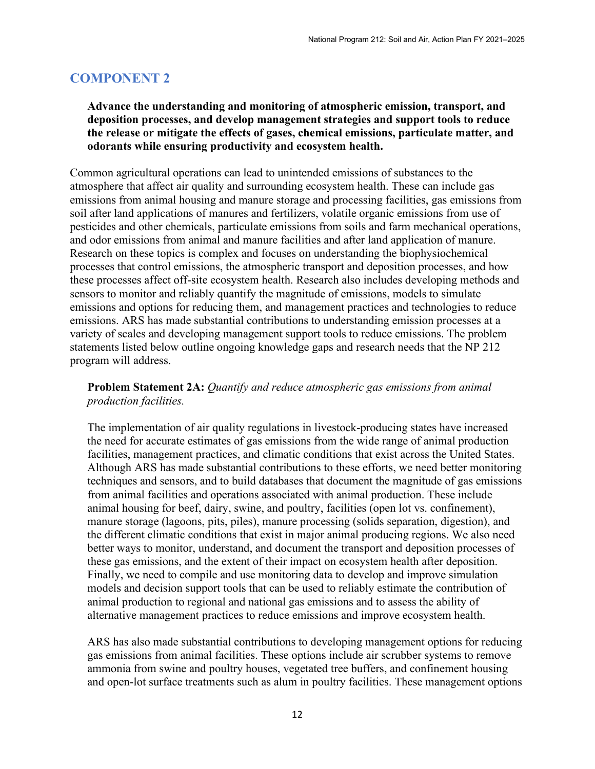## COMPONENT 2

**Advance the understanding and monitoring of atmospheric emission, transport, and deposition processes, and develop management strategies and support tools to reduce the release or mitigate the effects of gases, chemical emissions, particulate matter, and odorants while ensuring productivity and ecosystem health.**

Common agricultural operations can lead to unintended emissions of substances to the atmosphere that affect air quality and surrounding ecosystem health. These can include gas emissions from animal housing and manure storage and processing facilities, gas emissions from soil after land applications of manures and fertilizers, volatile organic emissions from use of pesticides and other chemicals, particulate emissions from soils and farm mechanical operations, and odor emissions from animal and manure facilities and after land application of manure. Research on these topics is complex and focuses on understanding the biophysiochemical processes that control emissions, the atmospheric transport and deposition processes, and how these processes affect off-site ecosystem health. Research also includes developing methods and sensors to monitor and reliably quantify the magnitude of emissions, models to simulate emissions and options for reducing them, and management practices and technologies to reduce emissions. ARS has made substantial contributions to understanding emission processes at a variety of scales and developing management support tools to reduce emissions. The problem statements listed below outline ongoing knowledge gaps and research needs that the NP 212 program will address.

**Problem Statement 2A:** *Quantify and reduce atmospheric gas emissions from animal production facilities.*

The implementation of air quality regulations in livestock-producing states have increased the need for accurate estimates of gas emissions from the wide range of animal production facilities, management practices, and climatic conditions that exist across the United States. Although ARS has made substantial contributions to these efforts, we need better monitoring techniques and sensors, and to build databases that document the magnitude of gas emissions from animal facilities and operations associated with animal production. These include animal housing for beef, dairy, swine, and poultry, facilities (open lot vs. confinement), manure storage (lagoons, pits, piles), manure processing (solids separation, digestion), and the different climatic conditions that exist in major animal producing regions. We also need better ways to monitor, understand, and document the transport and deposition processes of these gas emissions, and the extent of their impact on ecosystem health after deposition. Finally, we need to compile and use monitoring data to develop and improve simulation models and decision support tools that can be used to reliably estimate the contribution of animal production to regional and national gas emissions and to assess the ability of alternative management practices to reduce emissions and improve ecosystem health.

ARS has also made substantial contributions to developing management options for reducing gas emissions from animal facilities. These options include air scrubber systems to remove ammonia from swine and poultry houses, vegetated tree buffers, and confinement housing and open-lot surface treatments such as alum in poultry facilities. These management options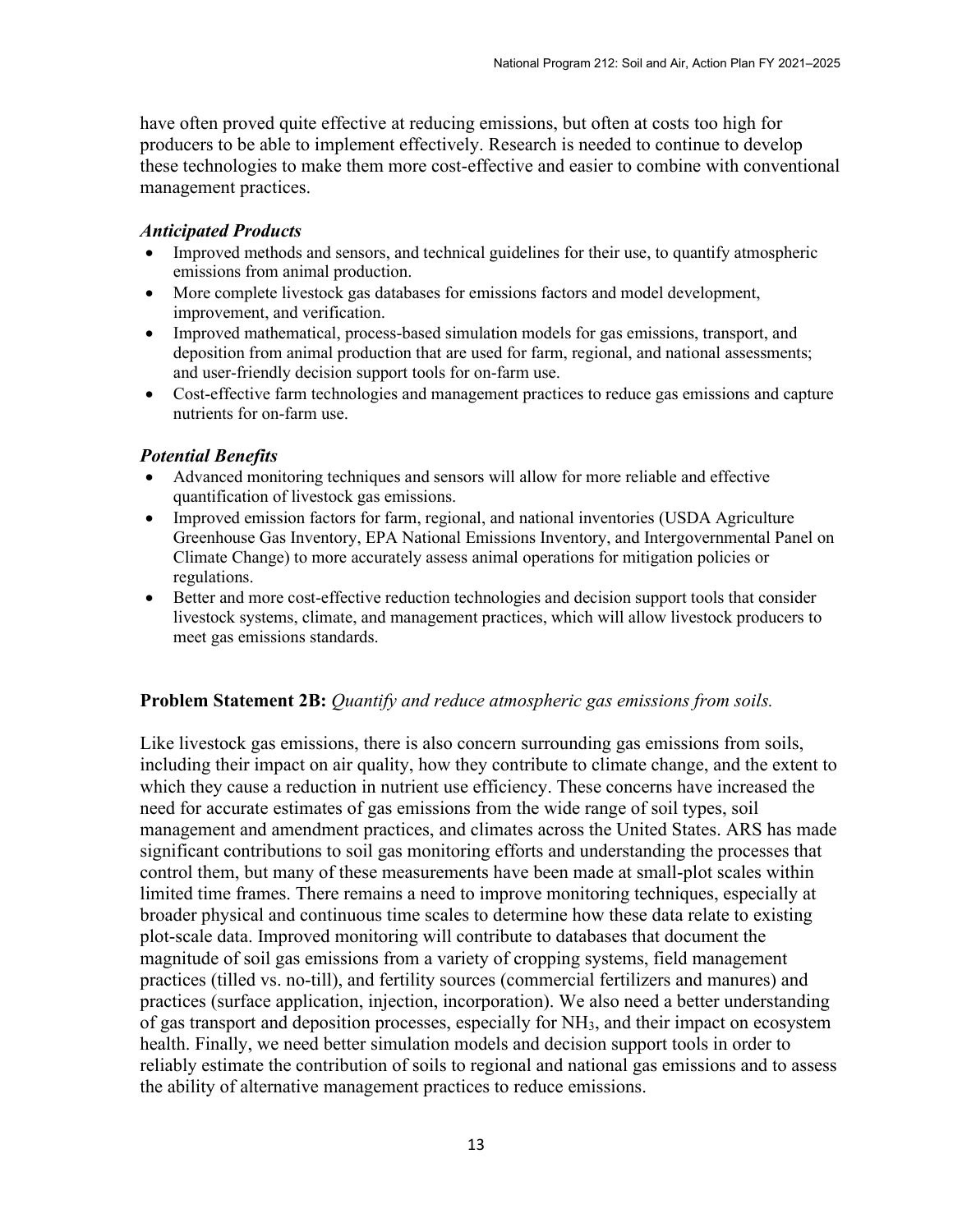have often proved quite effective at reducing emissions, but often at costs too high for producers to be able to implement effectively. Research is needed to continue to develop these technologies to make them more cost-effective and easier to combine with conventional management practices.

### *Anticipated Products*

- Improved methods and sensors, and technical guidelines for their use, to quantify atmospheric emissions from animal production.
- More complete livestock gas databases for emissions factors and model development, improvement, and verification.
- Improved mathematical, process-based simulation models for gas emissions, transport, and deposition from animal production that are used for farm, regional, and national assessments; and user-friendly decision support tools for on-farm use.
- Cost-effective farm technologies and management practices to reduce gas emissions and capture nutrients for on-farm use.

### *Potential Benefits*

- Advanced monitoring techniques and sensors will allow for more reliable and effective quantification of livestock gas emissions.
- Improved emission factors for farm, regional, and national inventories (USDA Agriculture Greenhouse Gas Inventory, EPA National Emissions Inventory, and Intergovernmental Panel on Climate Change) to more accurately assess animal operations for mitigation policies or regulations.
- Better and more cost-effective reduction technologies and decision support tools that consider livestock systems, climate, and management practices, which will allow livestock producers to meet gas emissions standards.

**Problem Statement 2B:** *Quantify and reduce atmospheric gas emissions from soils.*

Like livestock gas emissions, there is also concern surrounding gas emissions from soils, including their impact on air quality, how they contribute to climate change, and the extent to which they cause a reduction in nutrient use efficiency. These concerns have increased the need for accurate estimates of gas emissions from the wide range of soil types, soil management and amendment practices, and climates across the United States. ARS has made significant contributions to soil gas monitoring efforts and understanding the processes that control them, but many of these measurements have been made at small-plot scales within limited time frames. There remains a need to improve monitoring techniques, especially at broader physical and continuous time scales to determine how these data relate to existing plot-scale data. Improved monitoring will contribute to databases that document the magnitude of soil gas emissions from a variety of cropping systems, field management practices (tilled vs. no-till), and fertility sources (commercial fertilizers and manures) and practices (surface application, injection, incorporation). We also need a better understanding of gas transport and deposition processes, especially for $NH_3$, and their impact on ecosystem health. Finally, we need better simulation models and decision support tools in order to reliably estimate the contribution of soils to regional and national gas emissions and to assess the ability of alternative management practices to reduce emissions.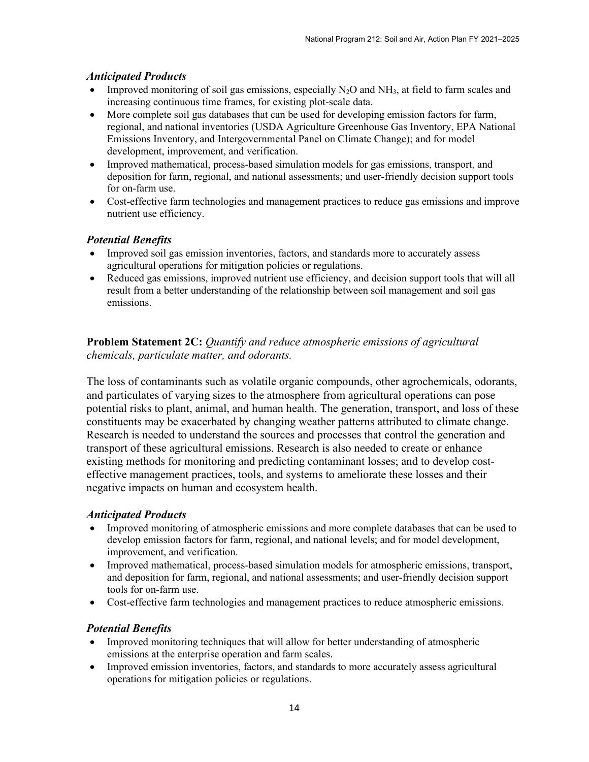### *Anticipated Products*

- Improved monitoring of soil gas emissions, especially $N_2O$ and $NH_3$, at field to farm scales and increasing continuous time frames, for existing plot-scale data.
- More complete soil gas databases that can be used for developing emission factors for farm, regional, and national inventories (USDA Agriculture Greenhouse Gas Inventory, EPA National Emissions Inventory, and Intergovernmental Panel on Climate Change); and for model development, improvement, and verification.
- Improved mathematical, process-based simulation models for gas emissions, transport, and deposition for farm, regional, and national assessments; and user-friendly decision support tools for on-farm use.
- Cost-effective farm technologies and management practices to reduce gas emissions and improve nutrient use efficiency.

### *Potential Benefits*

- Improved soil gas emission inventories, factors, and standards more to accurately assess agricultural operations for mitigation policies or regulations.
- Reduced gas emissions, improved nutrient use efficiency, and decision support tools that will all result from a better understanding of the relationship between soil management and soil gas emissions.

**Problem Statement 2C:** *Quantify and reduce atmospheric emissions of agricultural chemicals, particulate matter, and odorants.*

The loss of contaminants such as volatile organic compounds, other agrochemicals, odorants, and particulates of varying sizes to the atmosphere from agricultural operations can pose potential risks to plant, animal, and human health. The generation, transport, and loss of these constituents may be exacerbated by changing weather patterns attributed to climate change. Research is needed to understand the sources and processes that control the generation and transport of these agricultural emissions. Research is also needed to create or enhance existing methods for monitoring and predicting contaminant losses; and to develop cost-effective management practices, tools, and systems to ameliorate these losses and their negative impacts on human and ecosystem health.

### *Anticipated Products*

- Improved monitoring of atmospheric emissions and more complete databases that can be used to develop emission factors for farm, regional, and national levels; and for model development, improvement, and verification.
- Improved mathematical, process-based simulation models for atmospheric emissions, transport, and deposition for farm, regional, and national assessments; and user-friendly decision support tools for on-farm use.
- Cost-effective farm technologies and management practices to reduce atmospheric emissions.

### *Potential Benefits*

- Improved monitoring techniques that will allow for better understanding of atmospheric emissions at the enterprise operation and farm scales.
- Improved emission inventories, factors, and standards to more accurately assess agricultural operations for mitigation policies or regulations.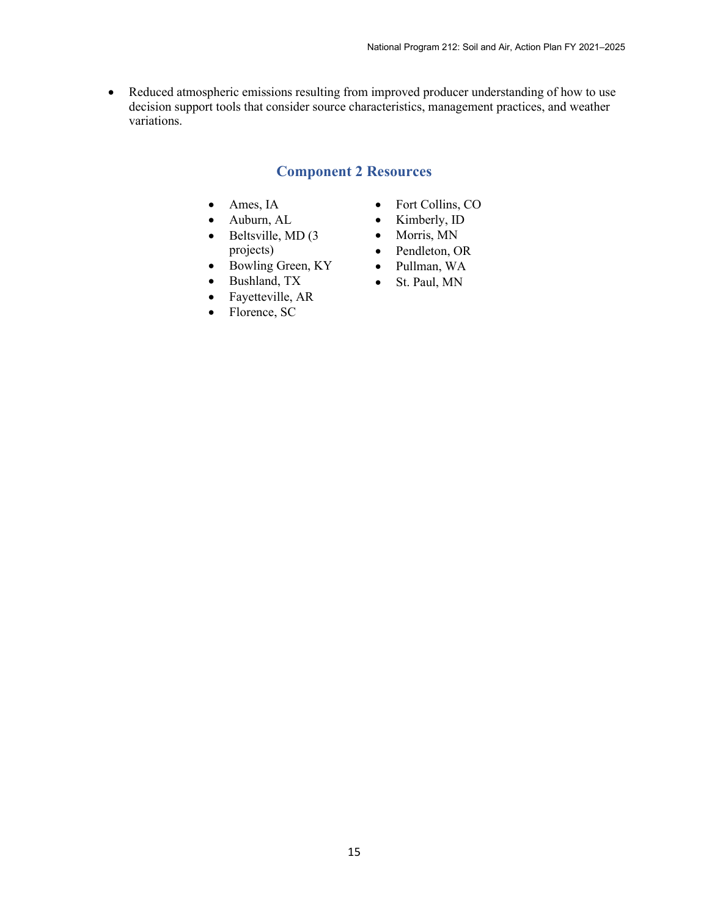- Reduced atmospheric emissions resulting from improved producer understanding of how to use decision support tools that consider source characteristics, management practices, and weather variations.

## Component 2 Resources

- Ames, IA
- Auburn, AL
- Beltsville, MD (3 projects)
- Bowling Green, KY
- Bushland, TX
- Fayetteville, AR
- Florence, SC
- Fort Collins, CO
- Kimberly, ID
- Morris, MN
- Pendleton, OR
- Pullman, WA
- St. Paul, MN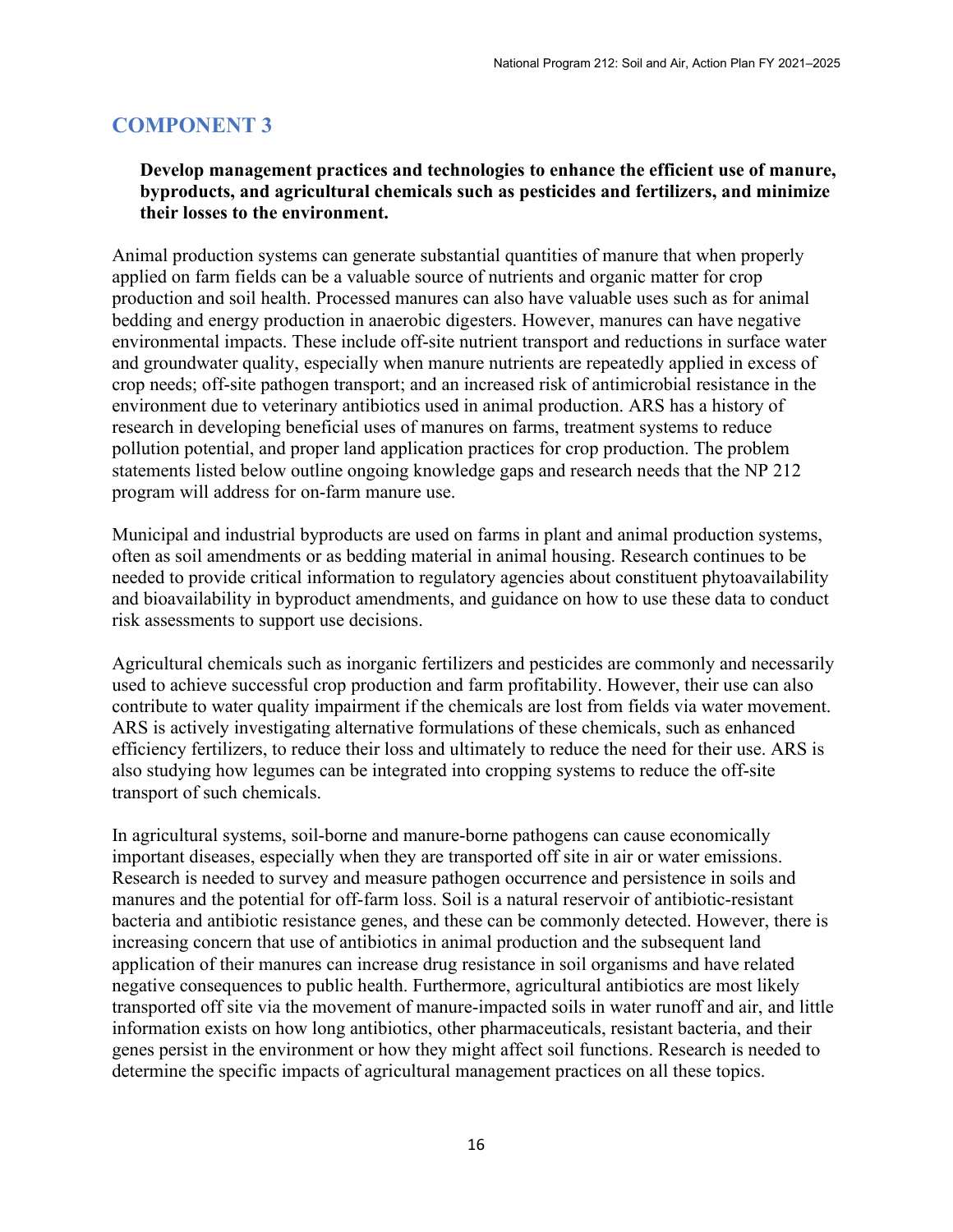## COMPONENT 3

**Develop management practices and technologies to enhance the efficient use of manure, byproducts, and agricultural chemicals such as pesticides and fertilizers, and minimize their losses to the environment.**

Animal production systems can generate substantial quantities of manure that when properly applied on farm fields can be a valuable source of nutrients and organic matter for crop production and soil health. Processed manures can also have valuable uses such as for animal bedding and energy production in anaerobic digesters. However, manures can have negative environmental impacts. These include off-site nutrient transport and reductions in surface water and groundwater quality, especially when manure nutrients are repeatedly applied in excess of crop needs; off-site pathogen transport; and an increased risk of antimicrobial resistance in the environment due to veterinary antibiotics used in animal production. ARS has a history of research in developing beneficial uses of manures on farms, treatment systems to reduce pollution potential, and proper land application practices for crop production. The problem statements listed below outline ongoing knowledge gaps and research needs that the NP 212 program will address for on-farm manure use.

Municipal and industrial byproducts are used on farms in plant and animal production systems, often as soil amendments or as bedding material in animal housing. Research continues to be needed to provide critical information to regulatory agencies about constituent phytoavailability and bioavailability in byproduct amendments, and guidance on how to use these data to conduct risk assessments to support use decisions.

Agricultural chemicals such as inorganic fertilizers and pesticides are commonly and necessarily used to achieve successful crop production and farm profitability. However, their use can also contribute to water quality impairment if the chemicals are lost from fields via water movement. ARS is actively investigating alternative formulations of these chemicals, such as enhanced efficiency fertilizers, to reduce their loss and ultimately to reduce the need for their use. ARS is also studying how legumes can be integrated into cropping systems to reduce the off-site transport of such chemicals.

In agricultural systems, soil-borne and manure-borne pathogens can cause economically important diseases, especially when they are transported off site in air or water emissions. Research is needed to survey and measure pathogen occurrence and persistence in soils and manures and the potential for off-farm loss. Soil is a natural reservoir of antibiotic-resistant bacteria and antibiotic resistance genes, and these can be commonly detected. However, there is increasing concern that use of antibiotics in animal production and the subsequent land application of their manures can increase drug resistance in soil organisms and have related negative consequences to public health. Furthermore, agricultural antibiotics are most likely transported off site via the movement of manure-impacted soils in water runoff and air, and little information exists on how long antibiotics, other pharmaceuticals, resistant bacteria, and their genes persist in the environment or how they might affect soil functions. Research is needed to determine the specific impacts of agricultural management practices on all these topics.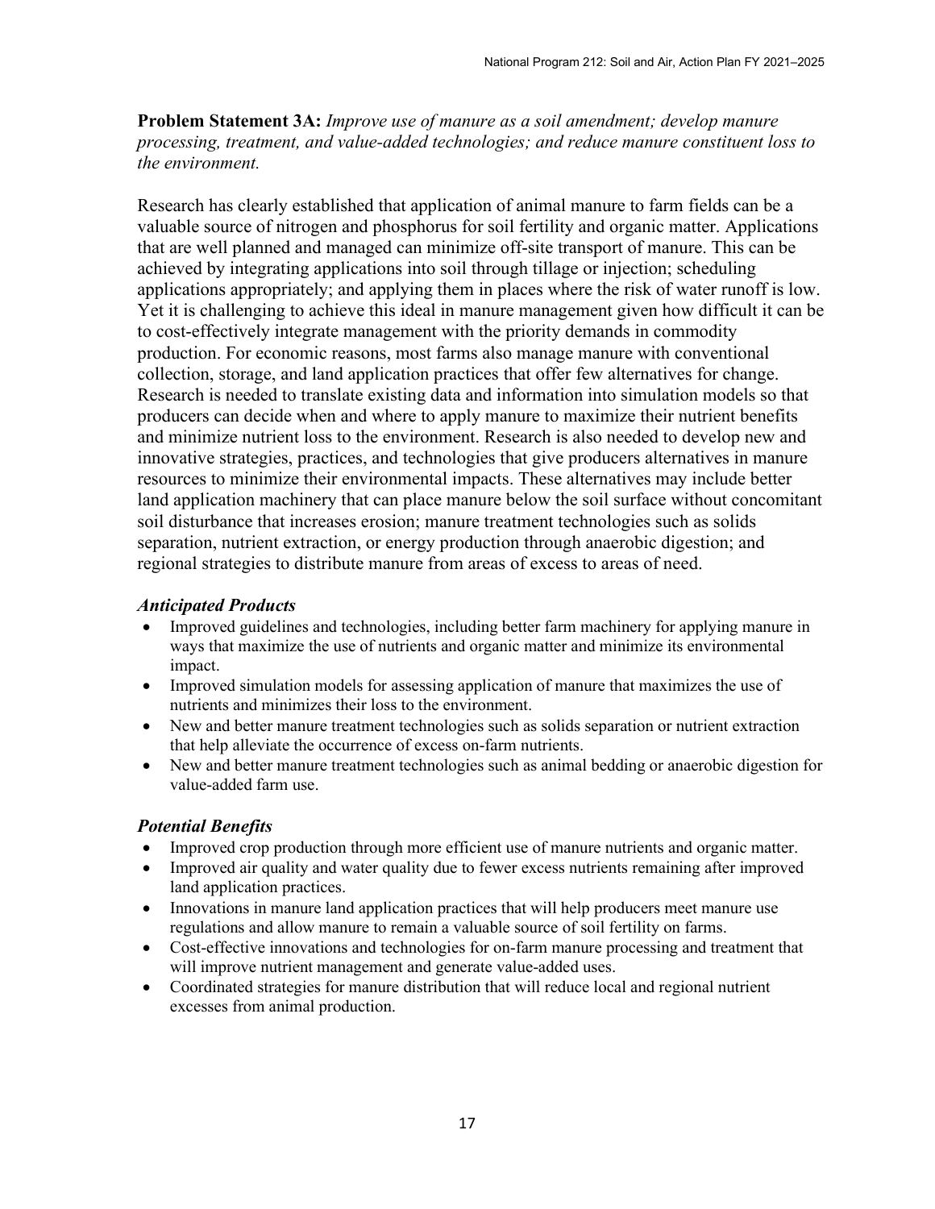**Problem Statement 3A:** *Improve use of manure as a soil amendment; develop manure processing, treatment, and value-added technologies; and reduce manure constituent loss to the environment.*

Research has clearly established that application of animal manure to farm fields can be a valuable source of nitrogen and phosphorus for soil fertility and organic matter. Applications that are well planned and managed can minimize off-site transport of manure. This can be achieved by integrating applications into soil through tillage or injection; scheduling applications appropriately; and applying them in places where the risk of water runoff is low. Yet it is challenging to achieve this ideal in manure management given how difficult it can be to cost-effectively integrate management with the priority demands in commodity production. For economic reasons, most farms also manage manure with conventional collection, storage, and land application practices that offer few alternatives for change. Research is needed to translate existing data and information into simulation models so that producers can decide when and where to apply manure to maximize their nutrient benefits and minimize nutrient loss to the environment. Research is also needed to develop new and innovative strategies, practices, and technologies that give producers alternatives in manure resources to minimize their environmental impacts. These alternatives may include better land application machinery that can place manure below the soil surface without concomitant soil disturbance that increases erosion; manure treatment technologies such as solids separation, nutrient extraction, or energy production through anaerobic digestion; and regional strategies to distribute manure from areas of excess to areas of need.

### *Anticipated Products*

- Improved guidelines and technologies, including better farm machinery for applying manure in ways that maximize the use of nutrients and organic matter and minimize its environmental impact.
- Improved simulation models for assessing application of manure that maximizes the use of nutrients and minimizes their loss to the environment.
- New and better manure treatment technologies such as solids separation or nutrient extraction that help alleviate the occurrence of excess on-farm nutrients.
- New and better manure treatment technologies such as animal bedding or anaerobic digestion for value-added farm use.

### *Potential Benefits*

- Improved crop production through more efficient use of manure nutrients and organic matter.
- Improved air quality and water quality due to fewer excess nutrients remaining after improved land application practices.
- Innovations in manure land application practices that will help producers meet manure use regulations and allow manure to remain a valuable source of soil fertility on farms.
- Cost-effective innovations and technologies for on-farm manure processing and treatment that will improve nutrient management and generate value-added uses.
- Coordinated strategies for manure distribution that will reduce local and regional nutrient excesses from animal production.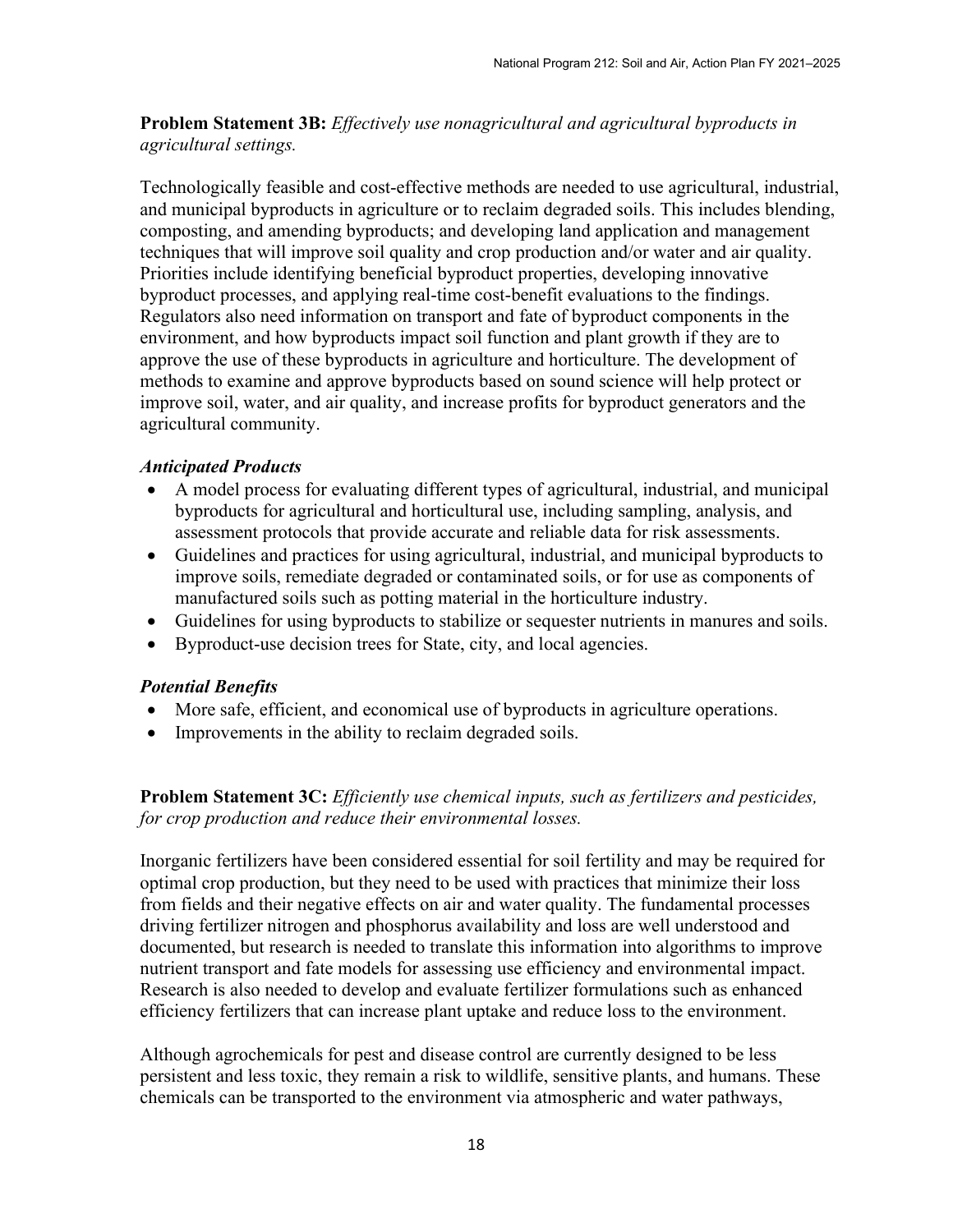**Problem Statement 3B:** *Effectively use nonagricultural and agricultural byproducts in agricultural settings.*

Technologically feasible and cost-effective methods are needed to use agricultural, industrial, and municipal byproducts in agriculture or to reclaim degraded soils. This includes blending, composting, and amending byproducts; and developing land application and management techniques that will improve soil quality and crop production and/or water and air quality. Priorities include identifying beneficial byproduct properties, developing innovative byproduct processes, and applying real-time cost-benefit evaluations to the findings. Regulators also need information on transport and fate of byproduct components in the environment, and how byproducts impact soil function and plant growth if they are to approve the use of these byproducts in agriculture and horticulture. The development of methods to examine and approve byproducts based on sound science will help protect or improve soil, water, and air quality, and increase profits for byproduct generators and the agricultural community.

***Anticipated Products***

- A model process for evaluating different types of agricultural, industrial, and municipal byproducts for agricultural and horticultural use, including sampling, analysis, and assessment protocols that provide accurate and reliable data for risk assessments.
- Guidelines and practices for using agricultural, industrial, and municipal byproducts to improve soils, remediate degraded or contaminated soils, or for use as components of manufactured soils such as potting material in the horticulture industry.
- Guidelines for using byproducts to stabilize or sequester nutrients in manures and soils.
- Byproduct-use decision trees for State, city, and local agencies.

***Potential Benefits***

- More safe, efficient, and economical use of byproducts in agriculture operations.
- Improvements in the ability to reclaim degraded soils.

**Problem Statement 3C:** *Efficiently use chemical inputs, such as fertilizers and pesticides, for crop production and reduce their environmental losses.*

Inorganic fertilizers have been considered essential for soil fertility and may be required for optimal crop production, but they need to be used with practices that minimize their loss from fields and their negative effects on air and water quality. The fundamental processes driving fertilizer nitrogen and phosphorus availability and loss are well understood and documented, but research is needed to translate this information into algorithms to improve nutrient transport and fate models for assessing use efficiency and environmental impact. Research is also needed to develop and evaluate fertilizer formulations such as enhanced efficiency fertilizers that can increase plant uptake and reduce loss to the environment.

Although agrochemicals for pest and disease control are currently designed to be less persistent and less toxic, they remain a risk to wildlife, sensitive plants, and humans. These chemicals can be transported to the environment via atmospheric and water pathways,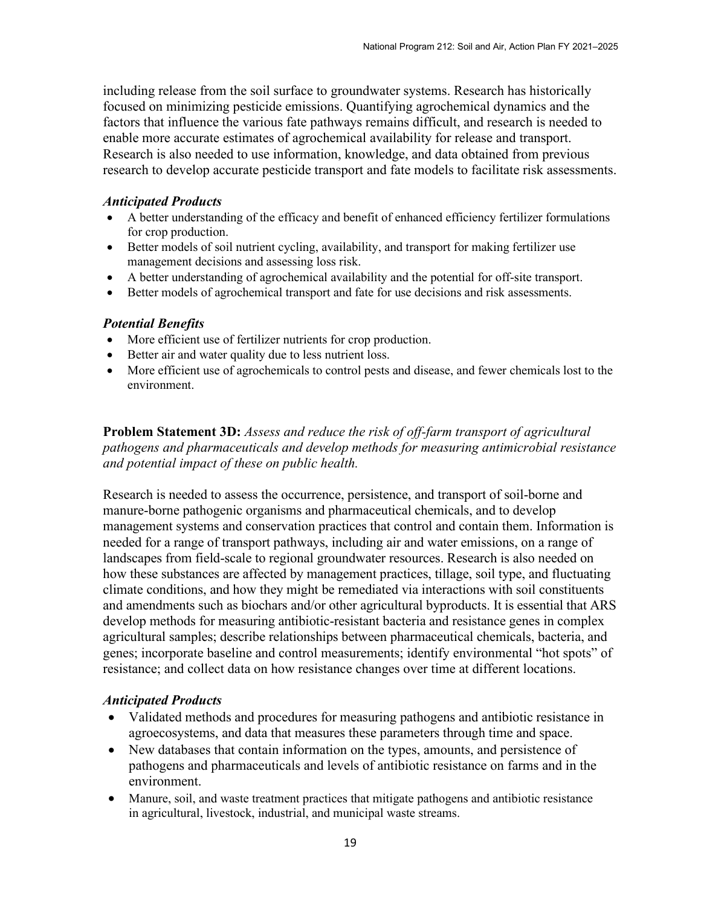including release from the soil surface to groundwater systems. Research has historically focused on minimizing pesticide emissions. Quantifying agrochemical dynamics and the factors that influence the various fate pathways remains difficult, and research is needed to enable more accurate estimates of agrochemical availability for release and transport. Research is also needed to use information, knowledge, and data obtained from previous research to develop accurate pesticide transport and fate models to facilitate risk assessments.

### *Anticipated Products*

- A better understanding of the efficacy and benefit of enhanced efficiency fertilizer formulations for crop production.
- Better models of soil nutrient cycling, availability, and transport for making fertilizer use management decisions and assessing loss risk.
- A better understanding of agrochemical availability and the potential for off-site transport.
- Better models of agrochemical transport and fate for use decisions and risk assessments.

### *Potential Benefits*

- More efficient use of fertilizer nutrients for crop production.
- Better air and water quality due to less nutrient loss.
- More efficient use of agrochemicals to control pests and disease, and fewer chemicals lost to the environment.

**Problem Statement 3D:** *Assess and reduce the risk of off-farm transport of agricultural pathogens and pharmaceuticals and develop methods for measuring antimicrobial resistance and potential impact of these on public health.*

Research is needed to assess the occurrence, persistence, and transport of soil-borne and manure-borne pathogenic organisms and pharmaceutical chemicals, and to develop management systems and conservation practices that control and contain them. Information is needed for a range of transport pathways, including air and water emissions, on a range of landscapes from field-scale to regional groundwater resources. Research is also needed on how these substances are affected by management practices, tillage, soil type, and fluctuating climate conditions, and how they might be remediated via interactions with soil constituents and amendments such as biochars and/or other agricultural byproducts. It is essential that ARS develop methods for measuring antibiotic-resistant bacteria and resistance genes in complex agricultural samples; describe relationships between pharmaceutical chemicals, bacteria, and genes; incorporate baseline and control measurements; identify environmental "hot spots" of resistance; and collect data on how resistance changes over time at different locations.

### *Anticipated Products*

- Validated methods and procedures for measuring pathogens and antibiotic resistance in agroecosystems, and data that measures these parameters through time and space.
- New databases that contain information on the types, amounts, and persistence of pathogens and pharmaceuticals and levels of antibiotic resistance on farms and in the environment.
- Manure, soil, and waste treatment practices that mitigate pathogens and antibiotic resistance in agricultural, livestock, industrial, and municipal waste streams.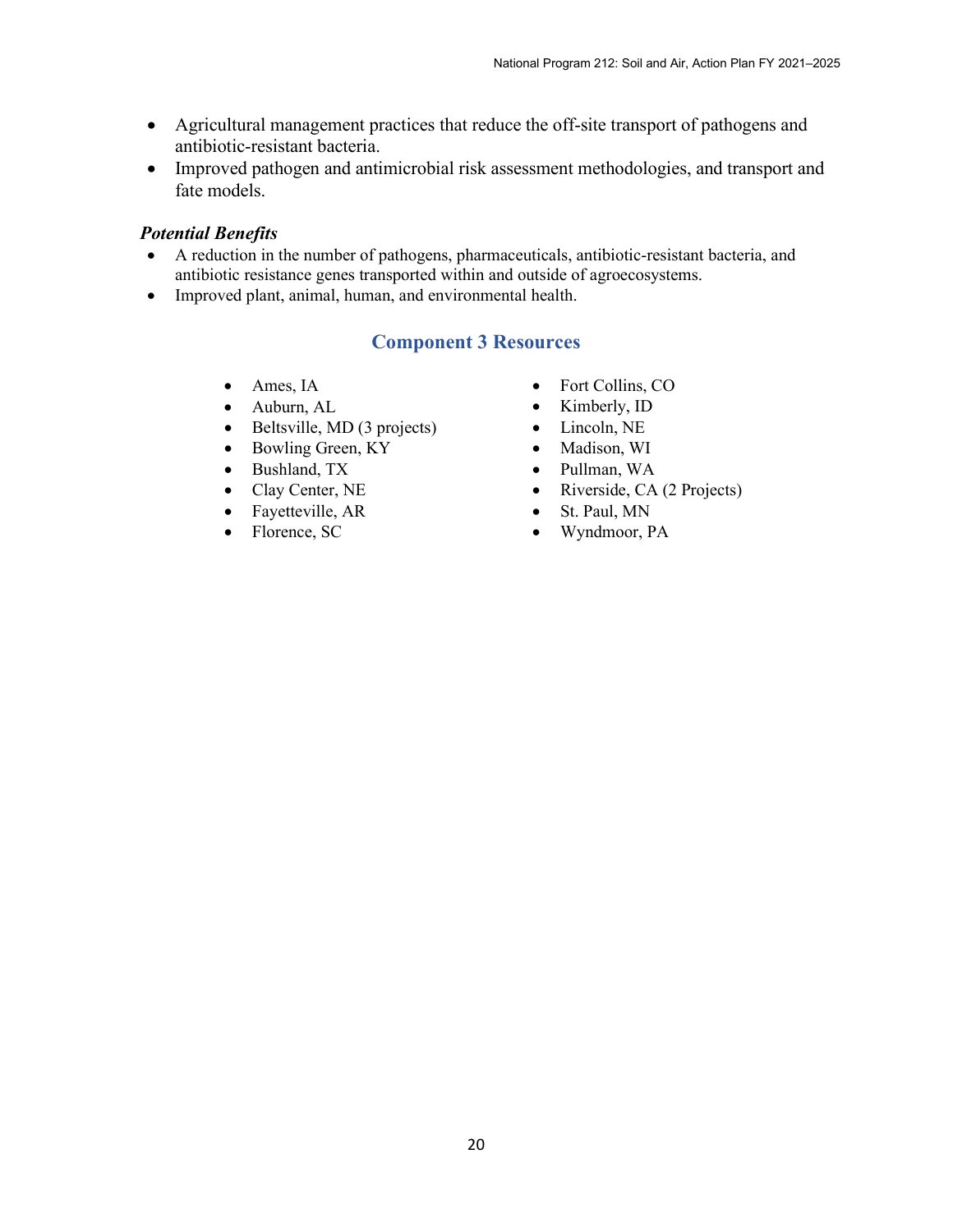- Agricultural management practices that reduce the off-site transport of pathogens and antibiotic-resistant bacteria.
- Improved pathogen and antimicrobial risk assessment methodologies, and transport and fate models.

***Potential Benefits***

- A reduction in the number of pathogens, pharmaceuticals, antibiotic-resistant bacteria, and antibiotic resistance genes transported within and outside of agroecosystems.
- Improved plant, animal, human, and environmental health.

## Component 3 Resources

- Ames, IA
- Auburn, AL
- Beltsville, MD (3 projects)
- Bowling Green, KY
- Bushland, TX
- Clay Center, NE
- Fayetteville, AR
- Florence, SC
- Fort Collins, CO
- Kimberly, ID
- Lincoln, NE
- Madison, WI
- Pullman, WA
- Riverside, CA (2 Projects)
- St. Paul, MN
- Wyndmoor, PA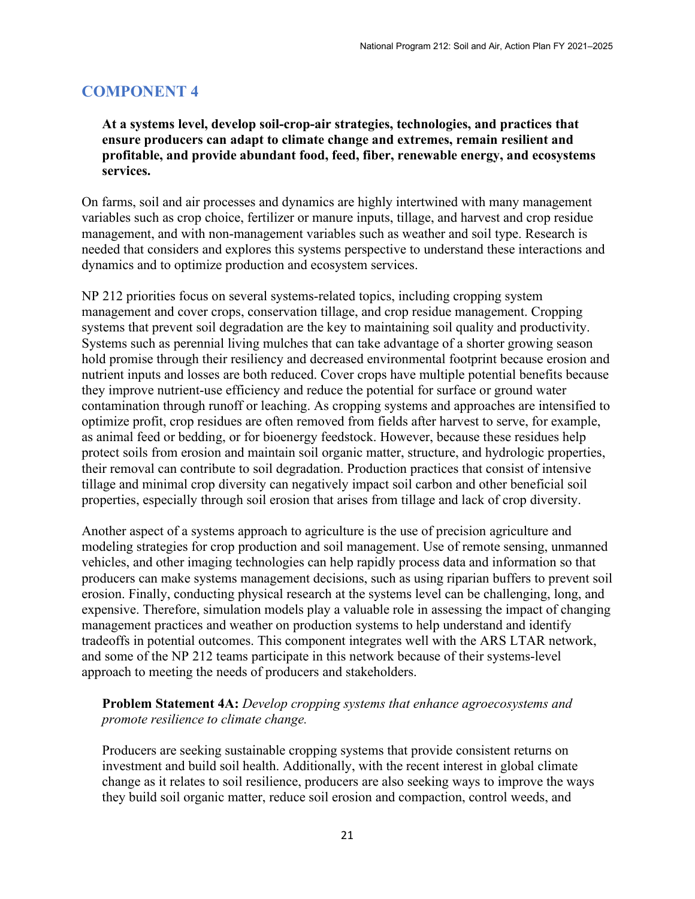## COMPONENT 4

**At a systems level, develop soil-crop-air strategies, technologies, and practices that ensure producers can adapt to climate change and extremes, remain resilient and profitable, and provide abundant food, feed, fiber, renewable energy, and ecosystems services.**

On farms, soil and air processes and dynamics are highly intertwined with many management variables such as crop choice, fertilizer or manure inputs, tillage, and harvest and crop residue management, and with non-management variables such as weather and soil type. Research is needed that considers and explores this systems perspective to understand these interactions and dynamics and to optimize production and ecosystem services.

NP 212 priorities focus on several systems-related topics, including cropping system management and cover crops, conservation tillage, and crop residue management. Cropping systems that prevent soil degradation are the key to maintaining soil quality and productivity. Systems such as perennial living mulches that can take advantage of a shorter growing season hold promise through their resiliency and decreased environmental footprint because erosion and nutrient inputs and losses are both reduced. Cover crops have multiple potential benefits because they improve nutrient-use efficiency and reduce the potential for surface or ground water contamination through runoff or leaching. As cropping systems and approaches are intensified to optimize profit, crop residues are often removed from fields after harvest to serve, for example, as animal feed or bedding, or for bioenergy feedstock. However, because these residues help protect soils from erosion and maintain soil organic matter, structure, and hydrologic properties, their removal can contribute to soil degradation. Production practices that consist of intensive tillage and minimal crop diversity can negatively impact soil carbon and other beneficial soil properties, especially through soil erosion that arises from tillage and lack of crop diversity.

Another aspect of a systems approach to agriculture is the use of precision agriculture and modeling strategies for crop production and soil management. Use of remote sensing, unmanned vehicles, and other imaging technologies can help rapidly process data and information so that producers can make systems management decisions, such as using riparian buffers to prevent soil erosion. Finally, conducting physical research at the systems level can be challenging, long, and expensive. Therefore, simulation models play a valuable role in assessing the impact of changing management practices and weather on production systems to help understand and identify tradeoffs in potential outcomes. This component integrates well with the ARS LTAR network, and some of the NP 212 teams participate in this network because of their systems-level approach to meeting the needs of producers and stakeholders.

**Problem Statement 4A:** *Develop cropping systems that enhance agroecosystems and promote resilience to climate change.*

Producers are seeking sustainable cropping systems that provide consistent returns on investment and build soil health. Additionally, with the recent interest in global climate change as it relates to soil resilience, producers are also seeking ways to improve the ways they build soil organic matter, reduce soil erosion and compaction, control weeds, and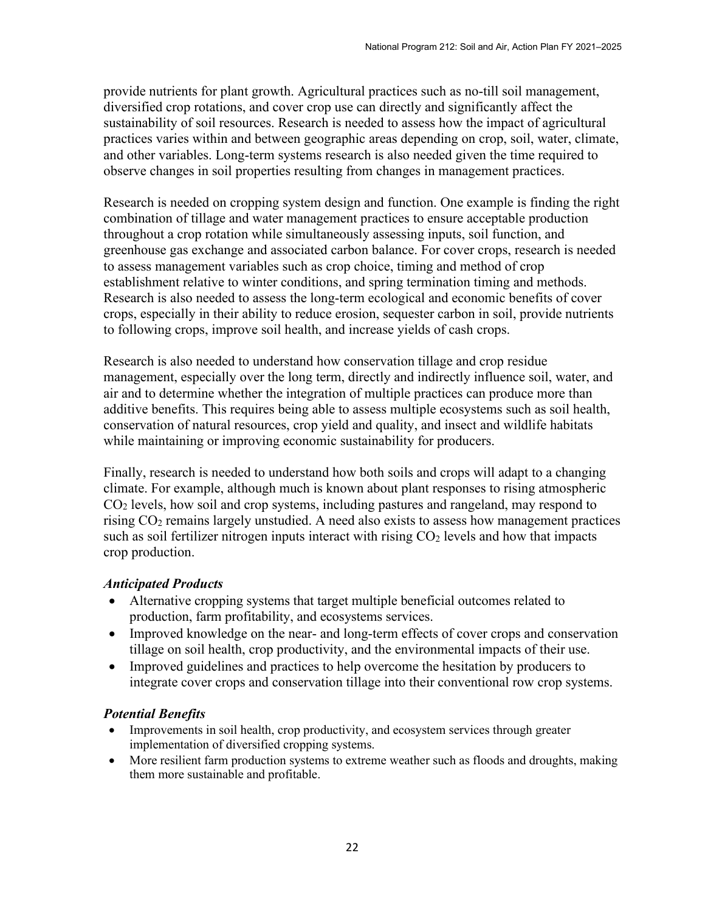provide nutrients for plant growth. Agricultural practices such as no-till soil management, diversified crop rotations, and cover crop use can directly and significantly affect the sustainability of soil resources. Research is needed to assess how the impact of agricultural practices varies within and between geographic areas depending on crop, soil, water, climate, and other variables. Long-term systems research is also needed given the time required to observe changes in soil properties resulting from changes in management practices.

Research is needed on cropping system design and function. One example is finding the right combination of tillage and water management practices to ensure acceptable production throughout a crop rotation while simultaneously assessing inputs, soil function, and greenhouse gas exchange and associated carbon balance. For cover crops, research is needed to assess management variables such as crop choice, timing and method of crop establishment relative to winter conditions, and spring termination timing and methods. Research is also needed to assess the long-term ecological and economic benefits of cover crops, especially in their ability to reduce erosion, sequester carbon in soil, provide nutrients to following crops, improve soil health, and increase yields of cash crops.

Research is also needed to understand how conservation tillage and crop residue management, especially over the long term, directly and indirectly influence soil, water, and air and to determine whether the integration of multiple practices can produce more than additive benefits. This requires being able to assess multiple ecosystems such as soil health, conservation of natural resources, crop yield and quality, and insect and wildlife habitats while maintaining or improving economic sustainability for producers.

Finally, research is needed to understand how both soils and crops will adapt to a changing climate. For example, although much is known about plant responses to rising atmospheric $CO_2$ levels, how soil and crop systems, including pastures and rangeland, may respond to rising $CO_2$ remains largely unstudied. A need also exists to assess how management practices such as soil fertilizer nitrogen inputs interact with rising $CO_2$ levels and how that impacts crop production.

***Anticipated Products***

- Alternative cropping systems that target multiple beneficial outcomes related to production, farm profitability, and ecosystems services.
- Improved knowledge on the near- and long-term effects of cover crops and conservation tillage on soil health, crop productivity, and the environmental impacts of their use.
- Improved guidelines and practices to help overcome the hesitation by producers to integrate cover crops and conservation tillage into their conventional row crop systems.

***Potential Benefits***

- Improvements in soil health, crop productivity, and ecosystem services through greater implementation of diversified cropping systems.
- More resilient farm production systems to extreme weather such as floods and droughts, making them more sustainable and profitable.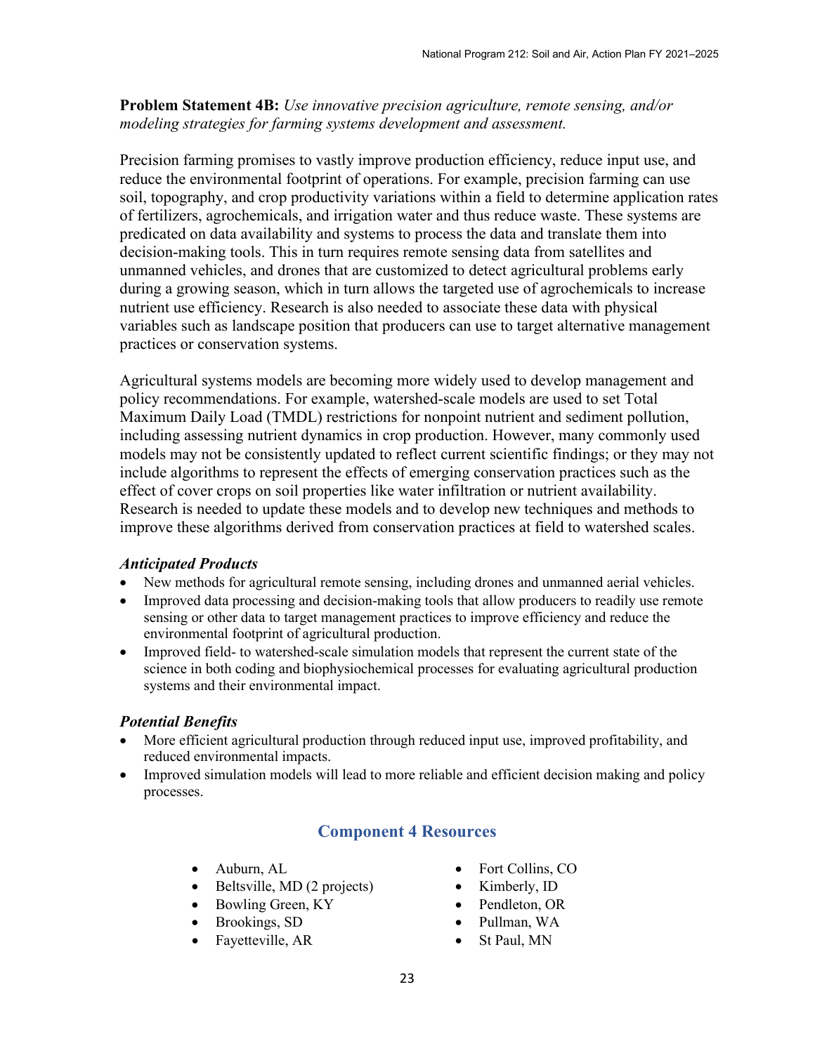**Problem Statement 4B:** *Use innovative precision agriculture, remote sensing, and/or modeling strategies for farming systems development and assessment.*

Precision farming promises to vastly improve production efficiency, reduce input use, and reduce the environmental footprint of operations. For example, precision farming can use soil, topography, and crop productivity variations within a field to determine application rates of fertilizers, agrochemicals, and irrigation water and thus reduce waste. These systems are predicated on data availability and systems to process the data and translate them into decision-making tools. This in turn requires remote sensing data from satellites and unmanned vehicles, and drones that are customized to detect agricultural problems early during a growing season, which in turn allows the targeted use of agrochemicals to increase nutrient use efficiency. Research is also needed to associate these data with physical variables such as landscape position that producers can use to target alternative management practices or conservation systems.

Agricultural systems models are becoming more widely used to develop management and policy recommendations. For example, watershed-scale models are used to set Total Maximum Daily Load (TMDL) restrictions for nonpoint nutrient and sediment pollution, including assessing nutrient dynamics in crop production. However, many commonly used models may not be consistently updated to reflect current scientific findings; or they may not include algorithms to represent the effects of emerging conservation practices such as the effect of cover crops on soil properties like water infiltration or nutrient availability. Research is needed to update these models and to develop new techniques and methods to improve these algorithms derived from conservation practices at field to watershed scales.

### *Anticipated Products*

- New methods for agricultural remote sensing, including drones and unmanned aerial vehicles.
- Improved data processing and decision-making tools that allow producers to readily use remote sensing or other data to target management practices to improve efficiency and reduce the environmental footprint of agricultural production.
- Improved field- to watershed-scale simulation models that represent the current state of the science in both coding and biophysiochemical processes for evaluating agricultural production systems and their environmental impact.

### *Potential Benefits*

- More efficient agricultural production through reduced input use, improved profitability, and reduced environmental impacts.
- Improved simulation models will lead to more reliable and efficient decision making and policy processes.

## Component 4 Resources

- Auburn, AL
- Beltsville, MD (2 projects)
- Bowling Green, KY
- Brookings, SD
- Fayetteville, AR
- Fort Collins, CO
- Kimberly, ID
- Pendleton, OR
- Pullman, WA
- St Paul, MN